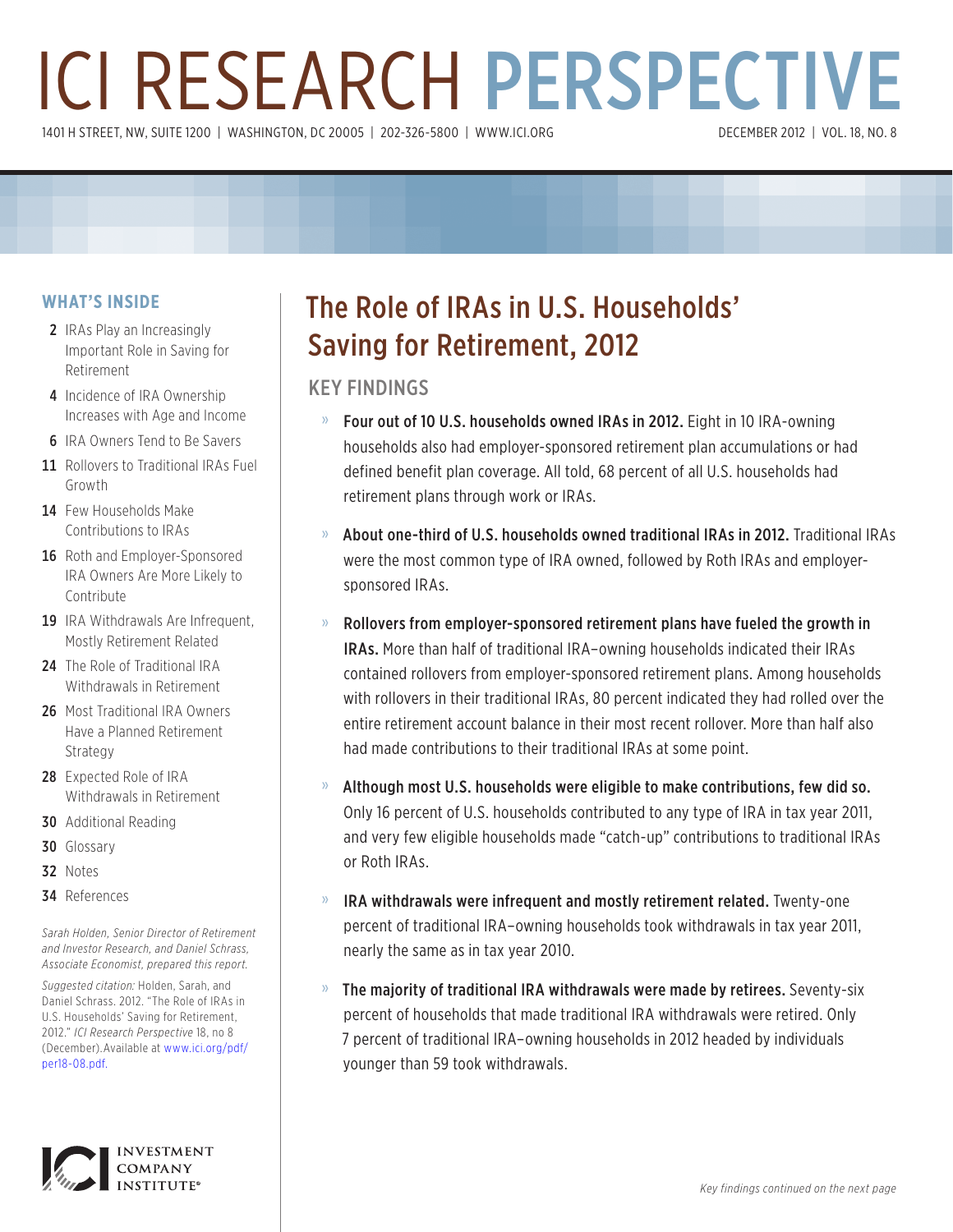# ICI RESEARCH PERSPECTIVE

1401 H STREET, NW, SUITE 1200 | WASHINGTON, DC 20005 | 202-326-5800 | WWW.ICI.ORG

DECEMBER 2012 | VOL. 18, NO. 8

## The Role of IRAs in U.S. Households' Saving for Retirement, 2012

### KEY FINDINGS

- **Four out of 10 U.S. households owned IRAs in 2012.** Eight in 10 IRA-owning households also had employer-sponsored retirement plan accumulations or had defined benefit plan coverage. All told, 68 percent of all U.S. households had retirement plans through work or IRAs.
- **About one-third of U.S. households owned traditional IRAs in 2012.** Traditional IRAs were the most common type of IRA owned, followed by Roth IRAs and employer-sponsored IRAs.
- **Rollovers from employer-sponsored retirement plans have fueled the growth in IRAs.** More than half of traditional IRA–owning households indicated their IRAs contained rollovers from employer-sponsored retirement plans. Among households with rollovers in their traditional IRAs, 80 percent indicated they had rolled over the entire retirement account balance in their most recent rollover. More than half also had made contributions to their traditional IRAs at some point.
- **Although most U.S. households were eligible to make contributions, few did so.** Only 16 percent of U.S. households contributed to any type of IRA in tax year 2011, and very few eligible households made "catch-up" contributions to traditional IRAs or Roth IRAs.
- **IRA withdrawals were infrequent and mostly retirement related.** Twenty-one percent of traditional IRA–owning households took withdrawals in tax year 2011, nearly the same as in tax year 2010.
- **The majority of traditional IRA withdrawals were made by retirees.** Seventy-six percent of households that made traditional IRA withdrawals were retired. Only 7 percent of traditional IRA–owning households in 2012 headed by individuals younger than 59 took withdrawals.

*Key findings continued on the next page*

### WHAT'S INSIDE

- **2** IRAs Play an Increasingly Important Role in Saving for Retirement
- **4** Incidence of IRA Ownership Increases with Age and Income
- **6** IRA Owners Tend to Be Savers
- **11** Rollovers to Traditional IRAs Fuel Growth
- **14** Few Households Make Contributions to IRAs
- **16** Roth and Employer-Sponsored IRA Owners Are More Likely to Contribute
- **19** IRA Withdrawals Are Infrequent, Mostly Retirement Related
- **24** The Role of Traditional IRA Withdrawals in Retirement
- **26** Most Traditional IRA Owners Have a Planned Retirement Strategy
- **28** Expected Role of IRA Withdrawals in Retirement
- **30** Additional Reading
- **30** Glossary
- **32** Notes
- **34** References

*Sarah Holden, Senior Director of Retirement and Investor Research, and Daniel Schrass, Associate Economist, prepared this report.*

*Suggested citation:* Holden, Sarah, and Daniel Schrass. 2012. "The Role of IRAs in U.S. Households' Saving for Retirement, 2012." *ICI Research Perspective* 18, no 8 (December). Available at www.ici.org/pdf/per18-08.pdf.

INVESTMENT COMPANY INSTITUTE®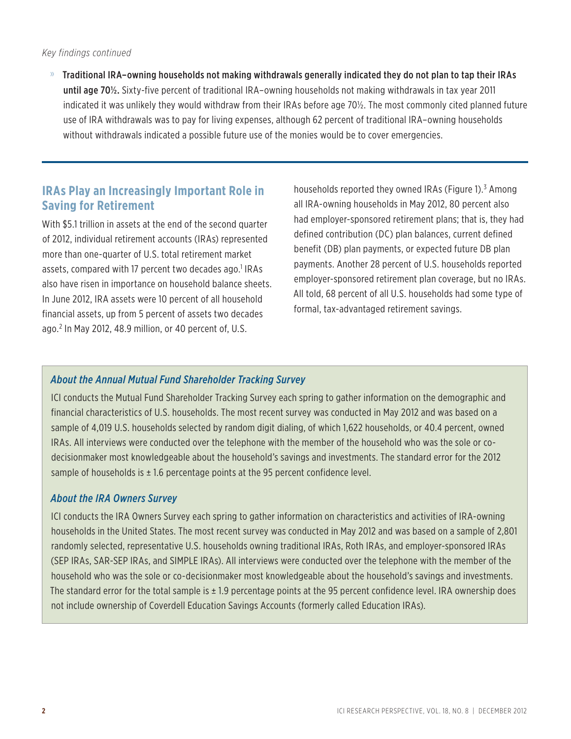*Key findings continued*

» **Traditional IRA–owning households not making withdrawals generally indicated they do not plan to tap their IRAs until age 70½.** Sixty-five percent of traditional IRA–owning households not making withdrawals in tax year 2011 indicated it was unlikely they would withdraw from their IRAs before age 70½. The most commonly cited planned future use of IRA withdrawals was to pay for living expenses, although 62 percent of traditional IRA–owning households without withdrawals indicated a possible future use of the monies would be to cover emergencies.

## IRAs Play an Increasingly Important Role in Saving for Retirement

With $5.1 trillion in assets at the end of the second quarter of 2012, individual retirement accounts (IRAs) represented more than one-quarter of U.S. total retirement market assets, compared with 17 percent two decades ago.[1] IRAs also have risen in importance on household balance sheets. In June 2012, IRA assets were 10 percent of all household financial assets, up from 5 percent of assets two decades ago.[2] In May 2012, 48.9 million, or 40 percent of, U.S. households reported they owned IRAs (Figure 1).[3] Among all IRA-owning households in May 2012, 80 percent also had employer-sponsored retirement plans; that is, they had defined contribution (DC) plan balances, current defined benefit (DB) plan payments, or expected future DB plan payments. Another 28 percent of U.S. households reported employer-sponsored retirement plan coverage, but no IRAs. All told, 68 percent of all U.S. households had some type of formal, tax-advantaged retirement savings.

### *About the Annual Mutual Fund Shareholder Tracking Survey*

ICI conducts the Mutual Fund Shareholder Tracking Survey each spring to gather information on the demographic and financial characteristics of U.S. households. The most recent survey was conducted in May 2012 and was based on a sample of 4,019 U.S. households selected by random digit dialing, of which 1,622 households, or 40.4 percent, owned IRAs. All interviews were conducted over the telephone with the member of the household who was the sole or co-decisionmaker most knowledgeable about the household's savings and investments. The standard error for the 2012 sample of households is ± 1.6 percentage points at the 95 percent confidence level.

### *About the IRA Owners Survey*

ICI conducts the IRA Owners Survey each spring to gather information on characteristics and activities of IRA-owning households in the United States. The most recent survey was conducted in May 2012 and was based on a sample of 2,801 randomly selected, representative U.S. households owning traditional IRAs, Roth IRAs, and employer-sponsored IRAs (SEP IRAs, SAR-SEP IRAs, and SIMPLE IRAs). All interviews were conducted over the telephone with the member of the household who was the sole or co-decisionmaker most knowledgeable about the household's savings and investments. The standard error for the total sample is ± 1.9 percentage points at the 95 percent confidence level. IRA ownership does not include ownership of Coverdell Education Savings Accounts (formerly called Education IRAs).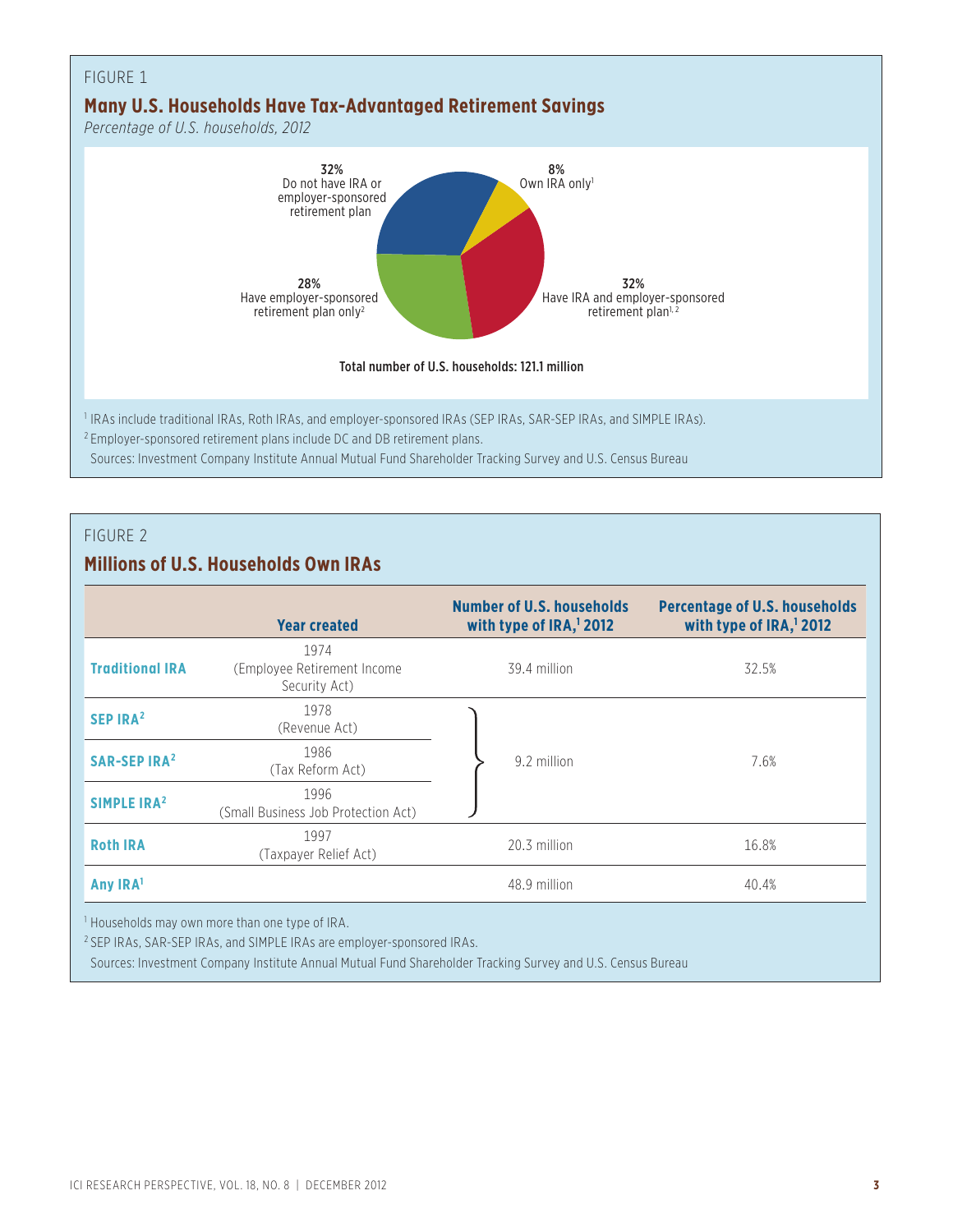FIGURE 1

## Many U.S. Households Have Tax-Advantaged Retirement Savings

*Percentage of U.S. households, 2012*

32%
Do not have IRA or employer-sponsored retirement plan

8%
Own IRA only[1]

28%
Have employer-sponsored retirement plan only[2]

32%
Have IRA and employer-sponsored retirement plan[1, 2]

**Total number of U.S. households: 121.1 million**

[1] IRAs include traditional IRAs, Roth IRAs, and employer-sponsored IRAs (SEP IRAs, SAR-SEP IRAs, and SIMPLE IRAs).
[2] Employer-sponsored retirement plans include DC and DB retirement plans.
Sources: Investment Company Institute Annual Mutual Fund Shareholder Tracking Survey and U.S. Census Bureau

FIGURE 2

## Millions of U.S. Households Own IRAs

| | Year created | Number of U.S. households with type of IRA,[1] 2012 | Percentage of U.S. households with type of IRA,[1] 2012 |
|---|---|---|---|
| **Traditional IRA** | 1974 (Employee Retirement Income Security Act) | 39.4 million | 32.5% |
| **SEP IRA[2]** | 1978 (Revenue Act) | 9.2 million | 7.6% |
| **SAR-SEP IRA[2]** | 1986 (Tax Reform Act) | | |
| **SIMPLE IRA[2]** | 1996 (Small Business Job Protection Act) | | |
| **Roth IRA** | 1997 (Taxpayer Relief Act) | 20.3 million | 16.8% |
| **Any IRA[1]** | | 48.9 million | 40.4% |

[1] Households may own more than one type of IRA.
[2] SEP IRAs, SAR-SEP IRAs, and SIMPLE IRAs are employer-sponsored IRAs.
Sources: Investment Company Institute Annual Mutual Fund Shareholder Tracking Survey and U.S. Census Bureau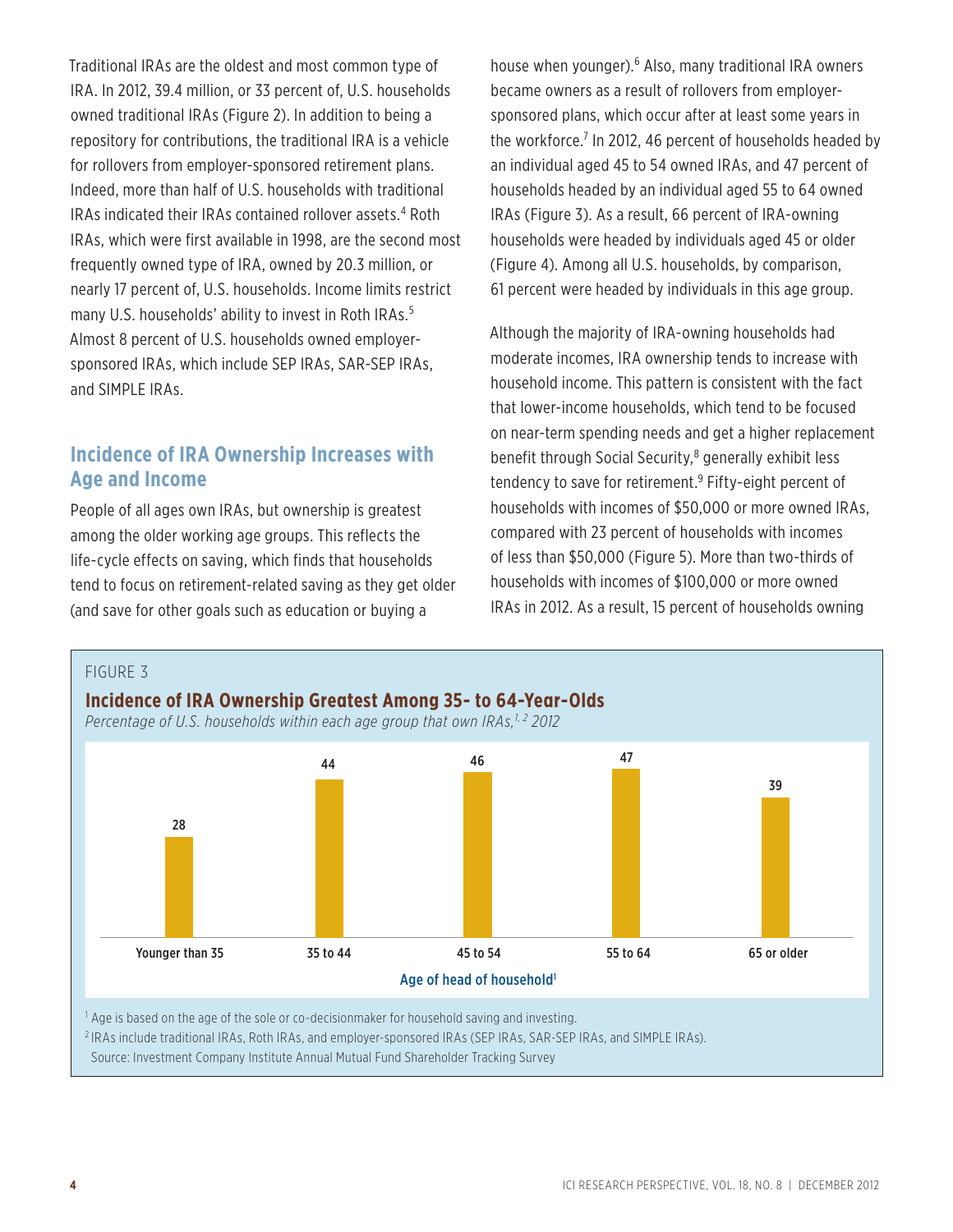Traditional IRAs are the oldest and most common type of IRA. In 2012, 39.4 million, or 33 percent of, U.S. households owned traditional IRAs (Figure 2). In addition to being a repository for contributions, the traditional IRA is a vehicle for rollovers from employer-sponsored retirement plans. Indeed, more than half of U.S. households with traditional IRAs indicated their IRAs contained rollover assets.[4] Roth IRAs, which were first available in 1998, are the second most frequently owned type of IRA, owned by 20.3 million, or nearly 17 percent of, U.S. households. Income limits restrict many U.S. households' ability to invest in Roth IRAs.[5] Almost 8 percent of U.S. households owned employer-sponsored IRAs, which include SEP IRAs, SAR-SEP IRAs, and SIMPLE IRAs.

## Incidence of IRA Ownership Increases with Age and Income

People of all ages own IRAs, but ownership is greatest among the older working age groups. This reflects the life-cycle effects on saving, which finds that households tend to focus on retirement-related saving as they get older (and save for other goals such as education or buying a house when younger).[6] Also, many traditional IRA owners became owners as a result of rollovers from employer-sponsored plans, which occur after at least some years in the workforce.[7] In 2012, 46 percent of households headed by an individual aged 45 to 54 owned IRAs, and 47 percent of households headed by an individual aged 55 to 64 owned IRAs (Figure 3). As a result, 66 percent of IRA-owning households were headed by individuals aged 45 or older (Figure 4). Among all U.S. households, by comparison, 61 percent were headed by individuals in this age group.

Although the majority of IRA-owning households had moderate incomes, IRA ownership tends to increase with household income. This pattern is consistent with the fact that lower-income households, which tend to be focused on near-term spending needs and get a higher replacement benefit through Social Security,[8] generally exhibit less tendency to save for retirement.[9] Fifty-eight percent of households with incomes of $50,000 or more owned IRAs, compared with 23 percent of households with incomes of less than $50,000 (Figure 5). More than two-thirds of households with incomes of $100,000 or more owned IRAs in 2012. As a result, 15 percent of households owning

FIGURE 3

**Incidence of IRA Ownership Greatest Among 35- to 64-Year-Olds**

*Percentage of U.S. households within each age group that own IRAs,[1,2] 2012*

| Age of head of household[1] | Percent |
|---|---|
| Younger than 35 | 28 |
| 35 to 44 | 44 |
| 45 to 54 | 46 |
| 55 to 64 | 47 |
| 65 or older | 39 |

[1] Age is based on the age of the sole or co-decisionmaker for household saving and investing.

[2] IRAs include traditional IRAs, Roth IRAs, and employer-sponsored IRAs (SEP IRAs, SAR-SEP IRAs, and SIMPLE IRAs).

Source: Investment Company Institute Annual Mutual Fund Shareholder Tracking Survey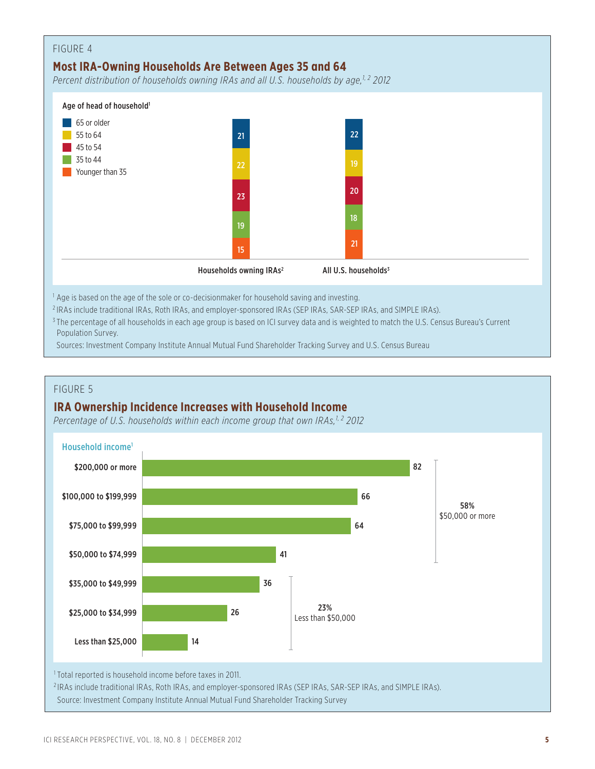FIGURE 4

## Most IRA-Owning Households Are Between Ages 35 and 64

*Percent distribution of households owning IRAs and all U.S. households by age,[1, 2] 2012*

| Age of head of household[1] | Households owning IRAs[2] | All U.S. households[3] |
|---|---|---|
| 65 or older | 21 | 22 |
| 55 to 64 | 22 | 19 |
| 45 to 54 | 23 | 20 |
| 35 to 44 | 19 | 18 |
| Younger than 35 | 15 | 21 |

[1] Age is based on the age of the sole or co-decisionmaker for household saving and investing.

[2] IRAs include traditional IRAs, Roth IRAs, and employer-sponsored IRAs (SEP IRAs, SAR-SEP IRAs, and SIMPLE IRAs).

[3] The percentage of all households in each age group is based on ICI survey data and is weighted to match the U.S. Census Bureau's Current Population Survey.

Sources: Investment Company Institute Annual Mutual Fund Shareholder Tracking Survey and U.S. Census Bureau

FIGURE 5

## IRA Ownership Incidence Increases with Household Income

*Percentage of U.S. households within each income group that own IRAs,[1, 2] 2012*

| Household income[1] | Percent |
|---|---|
| $200,000 or more | 82 |
| $100,000 to $199,999 | 66 |
| $75,000 to $99,999 | 64 |
| $50,000 to $74,999 | 41 |
| $35,000 to $49,999 | 36 |
| $25,000 to $34,999 | 26 |
| Less than $25,000 | 14 |

58% $50,000 or more

23% Less than $50,000

[1] Total reported is household income before taxes in 2011.

[2] IRAs include traditional IRAs, Roth IRAs, and employer-sponsored IRAs (SEP IRAs, SAR-SEP IRAs, and SIMPLE IRAs).

Source: Investment Company Institute Annual Mutual Fund Shareholder Tracking Survey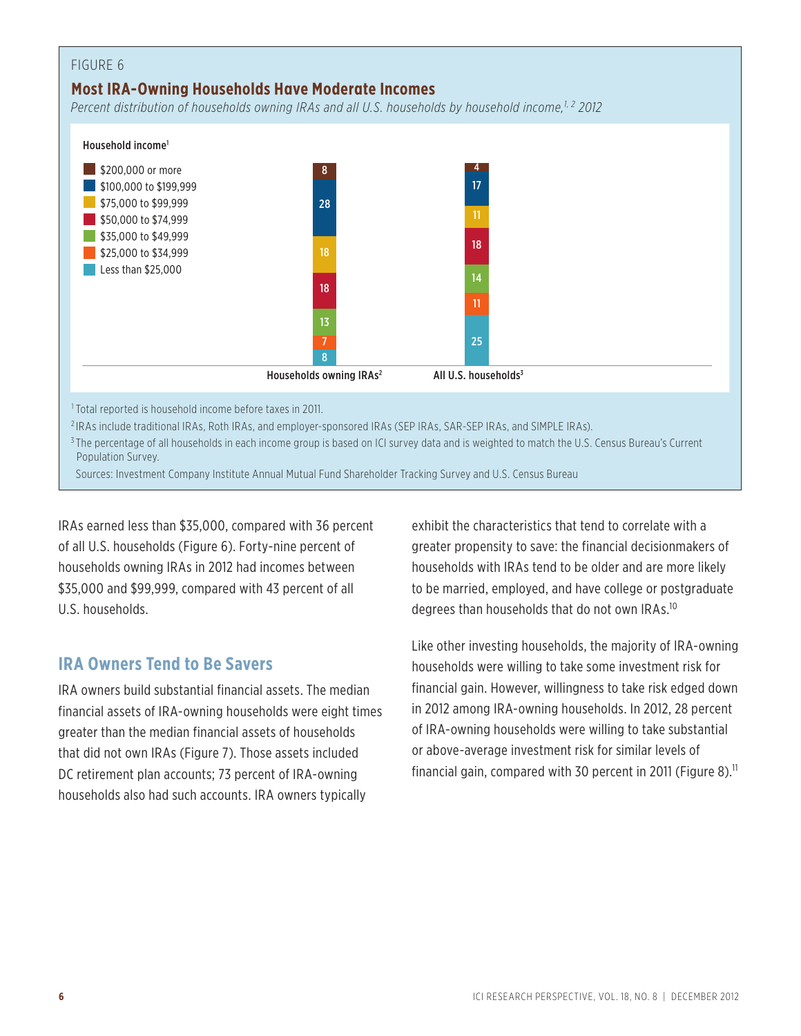FIGURE 6

**Most IRA-Owning Households Have Moderate Incomes**

*Percent distribution of households owning IRAs and all U.S. households by household income,[1, 2] 2012*

| Household income[1] | Households owning IRAs[2] | All U.S. households[3] |
|---|---|---|
| $200,000 or more | 8 | 4 |
| $100,000 to $199,999 | 28 | 17 |
| $75,000 to $99,999 | 18 | 11 |
| $50,000 to $74,999 | 18 | 18 |
| $35,000 to $49,999 | 13 | 14 |
| $25,000 to $34,999 | 7 | 11 |
| Less than $25,000 | 8 | 25 |

[1] Total reported is household income before taxes in 2011.

[2] IRAs include traditional IRAs, Roth IRAs, and employer-sponsored IRAs (SEP IRAs, SAR-SEP IRAs, and SIMPLE IRAs).

[3] The percentage of all households in each income group is based on ICI survey data and is weighted to match the U.S. Census Bureau's Current Population Survey.

Sources: Investment Company Institute Annual Mutual Fund Shareholder Tracking Survey and U.S. Census Bureau

IRAs earned less than $35,000, compared with 36 percent of all U.S. households (Figure 6). Forty-nine percent of households owning IRAs in 2012 had incomes between $35,000 and $99,999, compared with 43 percent of all U.S. households.

## IRA Owners Tend to Be Savers

IRA owners build substantial financial assets. The median financial assets of IRA-owning households were eight times greater than the median financial assets of households that did not own IRAs (Figure 7). Those assets included DC retirement plan accounts; 73 percent of IRA-owning households also had such accounts. IRA owners typically exhibit the characteristics that tend to correlate with a greater propensity to save: the financial decisionmakers of households with IRAs tend to be older and are more likely to be married, employed, and have college or postgraduate degrees than households that do not own IRAs.[10]

Like other investing households, the majority of IRA-owning households were willing to take some investment risk for financial gain. However, willingness to take risk edged down in 2012 among IRA-owning households. In 2012, 28 percent of IRA-owning households were willing to take substantial or above-average investment risk for similar levels of financial gain, compared with 30 percent in 2011 (Figure 8).[11]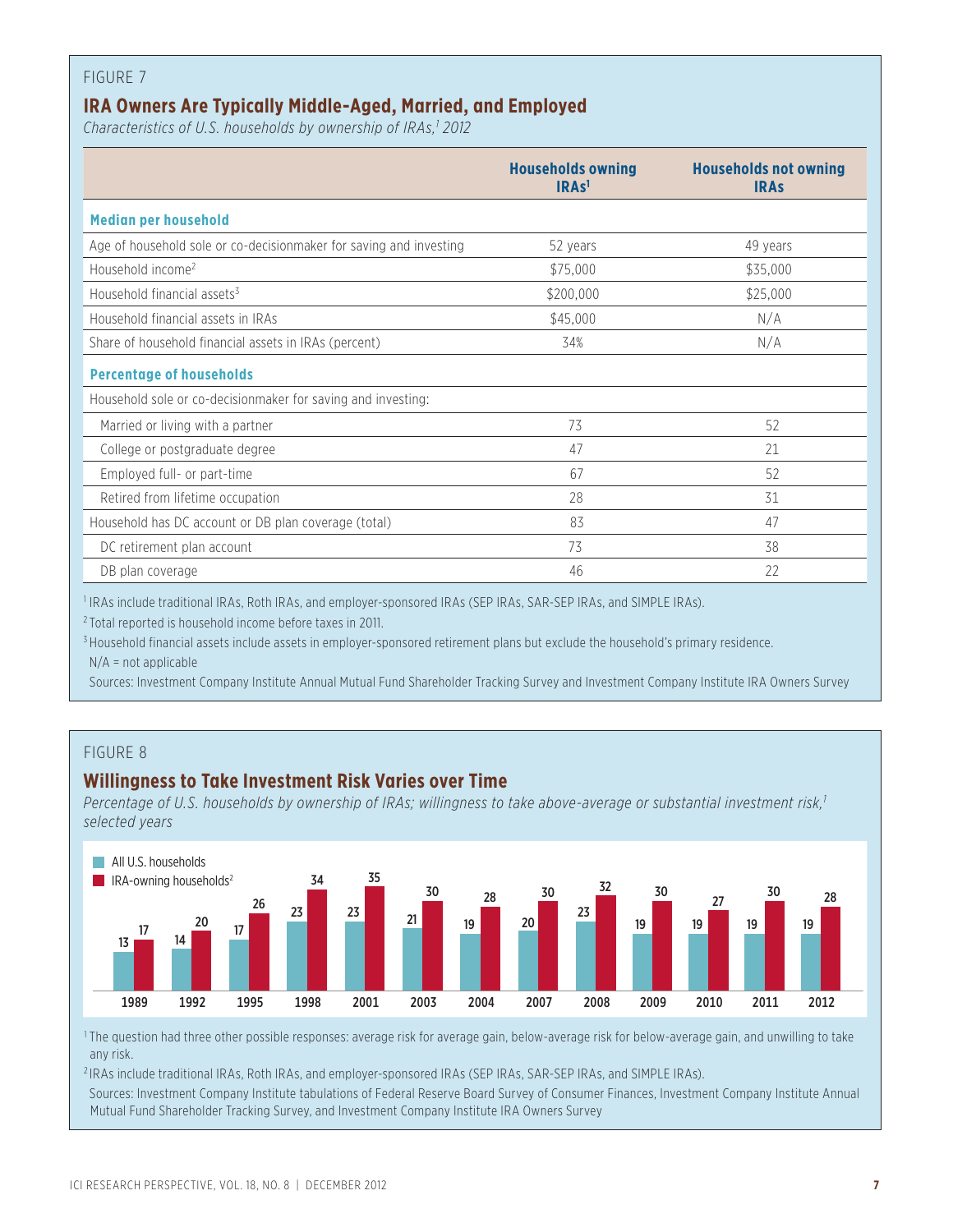FIGURE 7

## IRA Owners Are Typically Middle-Aged, Married, and Employed

*Characteristics of U.S. households by ownership of IRAs,[1] 2012*

| | Households owning IRAs[1] | Households not owning IRAs |
|---|---|---|
| **Median per household** | | |
| Age of household sole or co-decisionmaker for saving and investing | 52 years | 49 years |
| Household income[2] | $75,000 | $35,000 |
| Household financial assets[3] | $200,000 | $25,000 |
| Household financial assets in IRAs | $45,000 | N/A |
| Share of household financial assets in IRAs (percent) | 34% | N/A |
| **Percentage of households** | | |
| Household sole or co-decisionmaker for saving and investing: | | |
| Married or living with a partner | 73 | 52 |
| College or postgraduate degree | 47 | 21 |
| Employed full- or part-time | 67 | 52 |
| Retired from lifetime occupation | 28 | 31 |
| Household has DC account or DB plan coverage (total) | 83 | 47 |
| DC retirement plan account | 73 | 38 |
| DB plan coverage | 46 | 22 |

[1] IRAs include traditional IRAs, Roth IRAs, and employer-sponsored IRAs (SEP IRAs, SAR-SEP IRAs, and SIMPLE IRAs).

[2] Total reported is household income before taxes in 2011.

[3] Household financial assets include assets in employer-sponsored retirement plans but exclude the household's primary residence.

N/A = not applicable

Sources: Investment Company Institute Annual Mutual Fund Shareholder Tracking Survey and Investment Company Institute IRA Owners Survey

FIGURE 8

## Willingness to Take Investment Risk Varies over Time

*Percentage of U.S. households by ownership of IRAs; willingness to take above-average or substantial investment risk,[1] selected years*

| Year | All U.S. households | IRA-owning households[2] |
|---|---|---|
| 1989 | 13 | 17 |
| 1992 | 14 | 20 |
| 1995 | 17 | 26 |
| 1998 | 23 | 34 |
| 2001 | 23 | 35 |
| 2003 | 21 | 30 |
| 2004 | 19 | 28 |
| 2007 | 20 | 30 |
| 2008 | 23 | 32 |
| 2009 | 19 | 30 |
| 2010 | 19 | 27 |
| 2011 | 19 | 30 |
| 2012 | 19 | 28 |

[1] The question had three other possible responses: average risk for average gain, below-average risk for below-average gain, and unwilling to take any risk.

[2] IRAs include traditional IRAs, Roth IRAs, and employer-sponsored IRAs (SEP IRAs, SAR-SEP IRAs, and SIMPLE IRAs).

Sources: Investment Company Institute tabulations of Federal Reserve Board Survey of Consumer Finances, Investment Company Institute Annual Mutual Fund Shareholder Tracking Survey, and Investment Company Institute IRA Owners Survey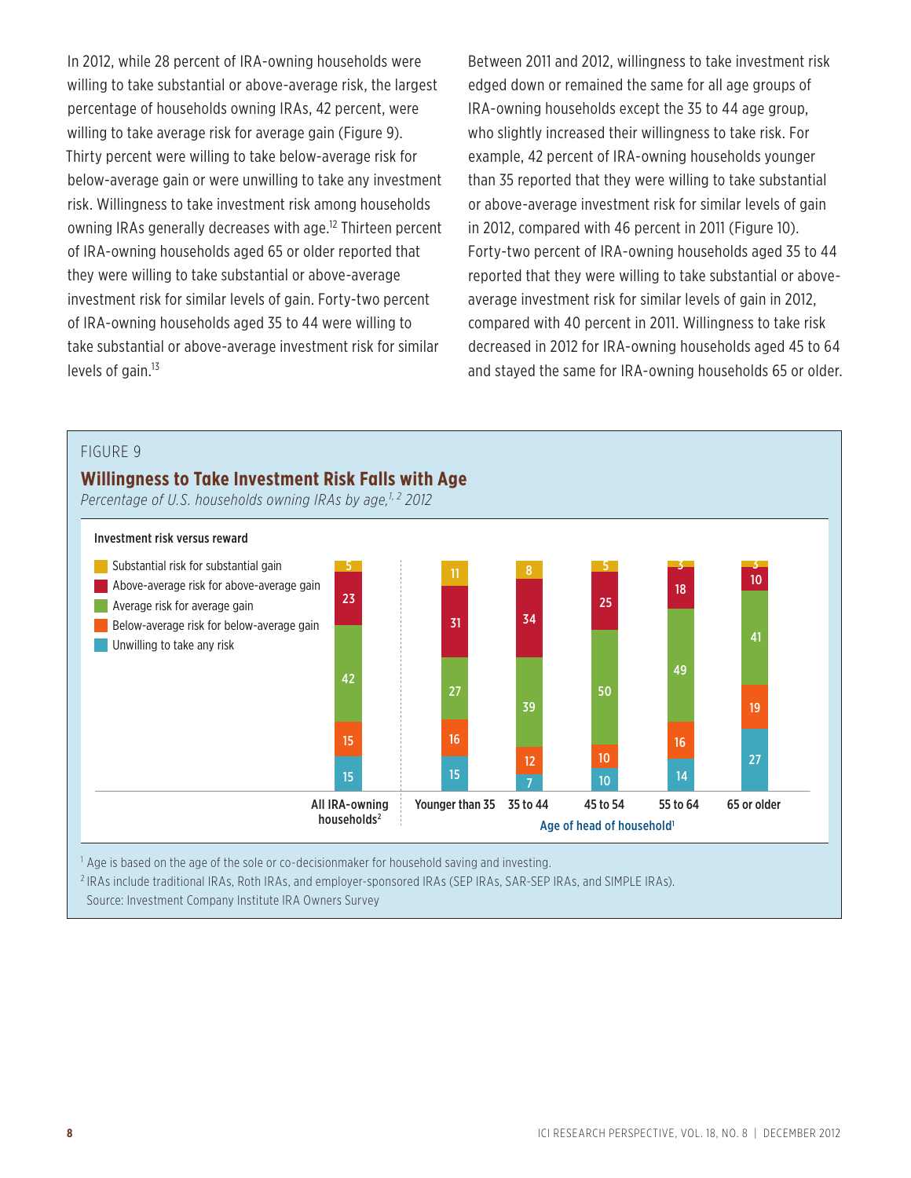In 2012, while 28 percent of IRA-owning households were willing to take substantial or above-average risk, the largest percentage of households owning IRAs, 42 percent, were willing to take average risk for average gain (Figure 9). Thirty percent were willing to take below-average risk for below-average gain or were unwilling to take any investment risk. Willingness to take investment risk among households owning IRAs generally decreases with age.[12] Thirteen percent of IRA-owning households aged 65 or older reported that they were willing to take substantial or above-average investment risk for similar levels of gain. Forty-two percent of IRA-owning households aged 35 to 44 were willing to take substantial or above-average investment risk for similar levels of gain.[13]

Between 2011 and 2012, willingness to take investment risk edged down or remained the same for all age groups of IRA-owning households except the 35 to 44 age group, who slightly increased their willingness to take risk. For example, 42 percent of IRA-owning households younger than 35 reported that they were willing to take substantial or above-average investment risk for similar levels of gain in 2012, compared with 46 percent in 2011 (Figure 10). Forty-two percent of IRA-owning households aged 35 to 44 reported that they were willing to take substantial or above-average investment risk for similar levels of gain in 2012, compared with 40 percent in 2011. Willingness to take risk decreased in 2012 for IRA-owning households aged 45 to 64 and stayed the same for IRA-owning households 65 or older.

FIGURE 9

**Willingness to Take Investment Risk Falls with Age**

*Percentage of U.S. households owning IRAs by age,[1, 2] 2012*

Investment risk versus reward

| | All IRA-owning households[2] | Younger than 35 | 35 to 44 | 45 to 54 | 55 to 64 | 65 or older |
|---|---|---|---|---|---|---|
| Substantial risk for substantial gain | 5 | 11 | 8 | 5 | 3 | 3 |
| Above-average risk for above-average gain | 23 | 31 | 34 | 25 | 18 | 10 |
| Average risk for average gain | 42 | 27 | 39 | 50 | 49 | 41 |
| Below-average risk for below-average gain | 15 | 16 | 12 | 10 | 16 | 19 |
| Unwilling to take any risk | 15 | 15 | 7 | 10 | 14 | 27 |

Age of head of household[1]

[1] Age is based on the age of the sole or co-decisionmaker for household saving and investing.

[2] IRAs include traditional IRAs, Roth IRAs, and employer-sponsored IRAs (SEP IRAs, SAR-SEP IRAs, and SIMPLE IRAs).

Source: Investment Company Institute IRA Owners Survey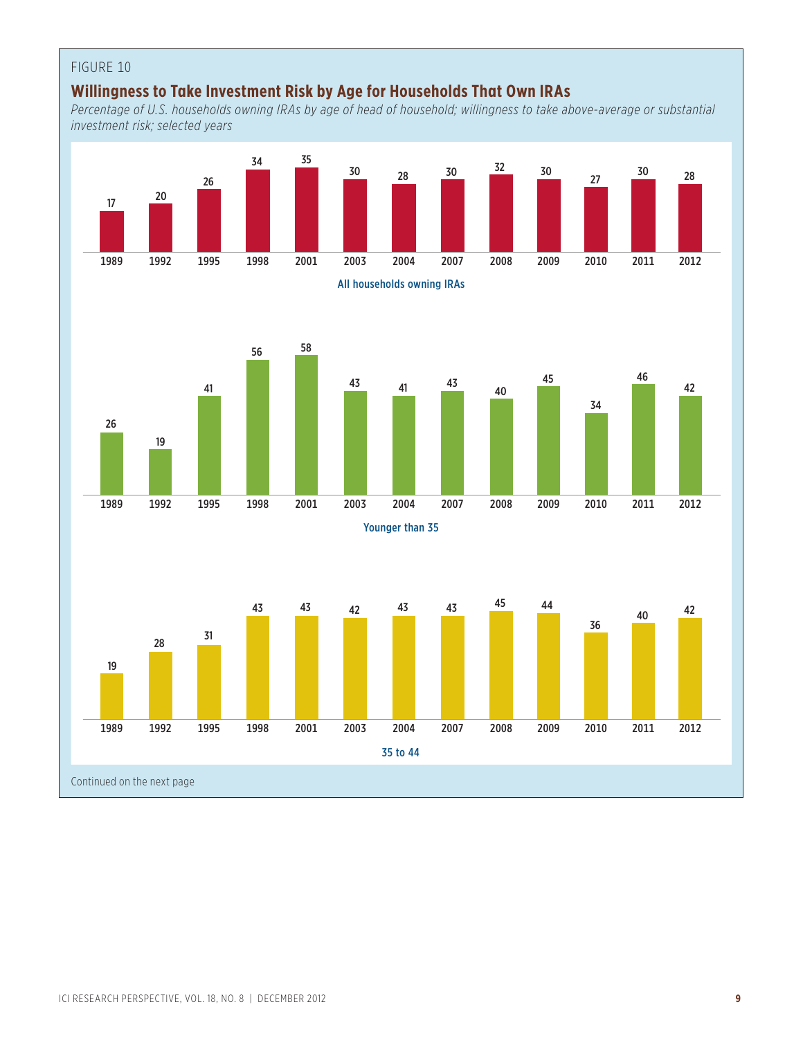FIGURE 10

## Willingness to Take Investment Risk by Age for Households That Own IRAs

*Percentage of U.S. households owning IRAs by age of head of household; willingness to take above-average or substantial investment risk; selected years*

**All households owning IRAs**

| 1989 | 1992 | 1995 | 1998 | 2001 | 2003 | 2004 | 2007 | 2008 | 2009 | 2010 | 2011 | 2012 |
|---|---|---|---|---|---|---|---|---|---|---|---|---|
| 17 | 20 | 26 | 34 | 35 | 30 | 28 | 30 | 32 | 30 | 27 | 30 | 28 |

**Younger than 35**

| 1989 | 1992 | 1995 | 1998 | 2001 | 2003 | 2004 | 2007 | 2008 | 2009 | 2010 | 2011 | 2012 |
|---|---|---|---|---|---|---|---|---|---|---|---|---|
| 26 | 19 | 41 | 56 | 58 | 43 | 41 | 43 | 40 | 45 | 34 | 46 | 42 |

**35 to 44**

| 1989 | 1992 | 1995 | 1998 | 2001 | 2003 | 2004 | 2007 | 2008 | 2009 | 2010 | 2011 | 2012 |
|---|---|---|---|---|---|---|---|---|---|---|---|---|
| 19 | 28 | 31 | 43 | 43 | 42 | 43 | 43 | 45 | 44 | 36 | 40 | 42 |

Continued on the next page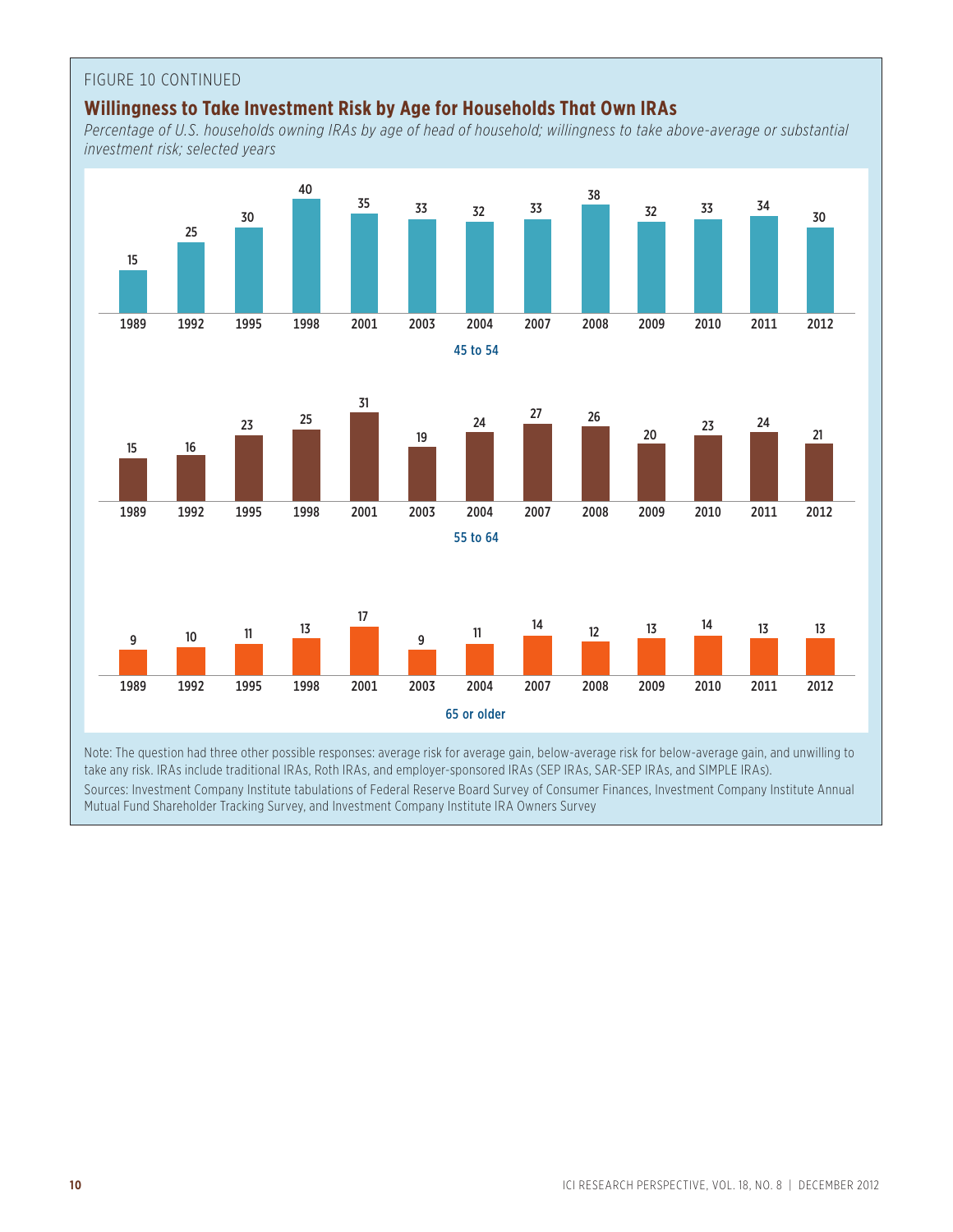FIGURE 10 CONTINUED

## Willingness to Take Investment Risk by Age for Households That Own IRAs

*Percentage of U.S. households owning IRAs by age of head of household; willingness to take above-average or substantial investment risk; selected years*

**45 to 54**

| 1989 | 1992 | 1995 | 1998 | 2001 | 2003 | 2004 | 2007 | 2008 | 2009 | 2010 | 2011 | 2012 |
|---|---|---|---|---|---|---|---|---|---|---|---|---|
| 15 | 25 | 30 | 40 | 35 | 33 | 32 | 33 | 38 | 32 | 33 | 34 | 30 |

**55 to 64**

| 1989 | 1992 | 1995 | 1998 | 2001 | 2003 | 2004 | 2007 | 2008 | 2009 | 2010 | 2011 | 2012 |
|---|---|---|---|---|---|---|---|---|---|---|---|---|
| 15 | 16 | 23 | 25 | 31 | 19 | 24 | 27 | 26 | 20 | 23 | 24 | 21 |

**65 or older**

| 1989 | 1992 | 1995 | 1998 | 2001 | 2003 | 2004 | 2007 | 2008 | 2009 | 2010 | 2011 | 2012 |
|---|---|---|---|---|---|---|---|---|---|---|---|---|
| 9 | 10 | 11 | 13 | 17 | 9 | 11 | 14 | 12 | 13 | 14 | 13 | 13 |

Note: The question had three other possible responses: average risk for average gain, below-average risk for below-average gain, and unwilling to take any risk. IRAs include traditional IRAs, Roth IRAs, and employer-sponsored IRAs (SEP IRAs, SAR-SEP IRAs, and SIMPLE IRAs).

Sources: Investment Company Institute tabulations of Federal Reserve Board Survey of Consumer Finances, Investment Company Institute Annual Mutual Fund Shareholder Tracking Survey, and Investment Company Institute IRA Owners Survey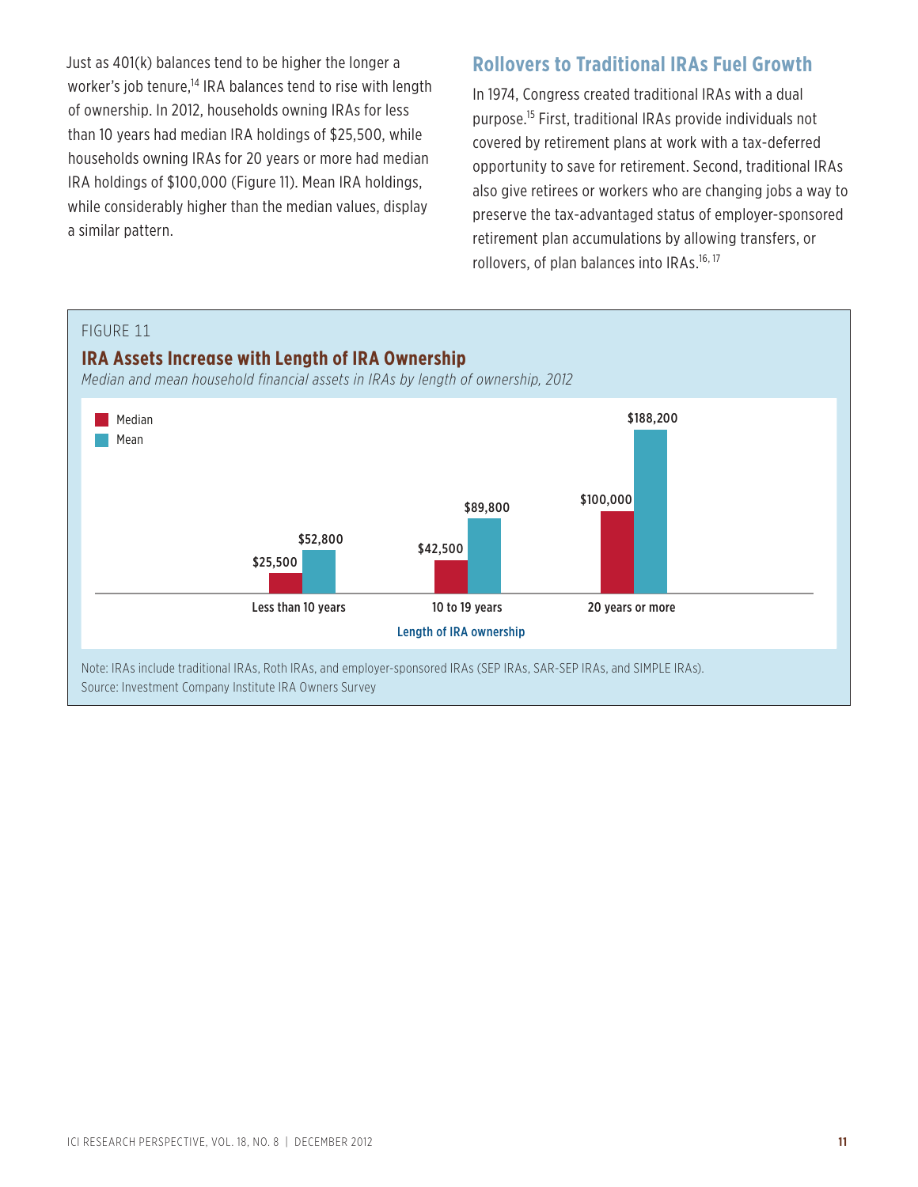Just as 401(k) balances tend to be higher the longer a worker's job tenure,[14] IRA balances tend to rise with length of ownership. In 2012, households owning IRAs for less than 10 years had median IRA holdings of $25,500, while households owning IRAs for 20 years or more had median IRA holdings of $100,000 (Figure 11). Mean IRA holdings, while considerably higher than the median values, display a similar pattern.

## Rollovers to Traditional IRAs Fuel Growth

In 1974, Congress created traditional IRAs with a dual purpose.[15] First, traditional IRAs provide individuals not covered by retirement plans at work with a tax-deferred opportunity to save for retirement. Second, traditional IRAs also give retirees or workers who are changing jobs a way to preserve the tax-advantaged status of employer-sponsored retirement plan accumulations by allowing transfers, or rollovers, of plan balances into IRAs.[16, 17]

FIGURE 11

**IRA Assets Increase with Length of IRA Ownership**

*Median and mean household financial assets in IRAs by length of ownership, 2012*

| Length of IRA ownership | Median | Mean |
|---|---|---|
| Less than 10 years | $25,500 | $52,800 |
| 10 to 19 years | $42,500 | $89,800 |
| 20 years or more | $100,000 | $188,200 |

Note: IRAs include traditional IRAs, Roth IRAs, and employer-sponsored IRAs (SEP IRAs, SAR-SEP IRAs, and SIMPLE IRAs).
Source: Investment Company Institute IRA Owners Survey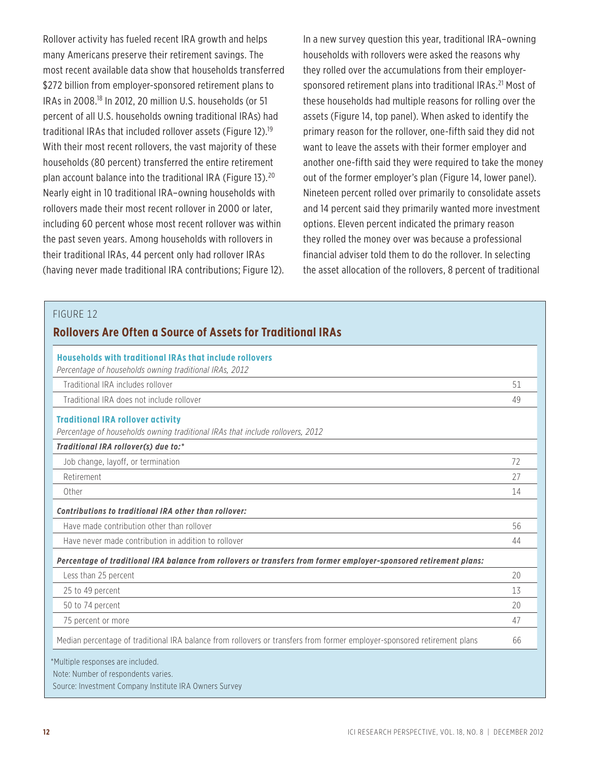Rollover activity has fueled recent IRA growth and helps many Americans preserve their retirement savings. The most recent available data show that households transferred $272 billion from employer-sponsored retirement plans to IRAs in 2008.[18] In 2012, 20 million U.S. households (or 51 percent of all U.S. households owning traditional IRAs) had traditional IRAs that included rollover assets (Figure 12).[19] With their most recent rollovers, the vast majority of these households (80 percent) transferred the entire retirement plan account balance into the traditional IRA (Figure 13).[20] Nearly eight in 10 traditional IRA–owning households with rollovers made their most recent rollover in 2000 or later, including 60 percent whose most recent rollover was within the past seven years. Among households with rollovers in their traditional IRAs, 44 percent only had rollover IRAs (having never made traditional IRA contributions; Figure 12).

In a new survey question this year, traditional IRA–owning households with rollovers were asked the reasons why they rolled over the accumulations from their employer-sponsored retirement plans into traditional IRAs.[21] Most of these households had multiple reasons for rolling over the assets (Figure 14, top panel). When asked to identify the primary reason for the rollover, one-fifth said they did not want to leave the assets with their former employer and another one-fifth said they were required to take the money out of the former employer's plan (Figure 14, lower panel). Nineteen percent rolled over primarily to consolidate assets and 14 percent said they primarily wanted more investment options. Eleven percent indicated the primary reason they rolled the money over was because a professional financial adviser told them to do the rollover. In selecting the asset allocation of the rollovers, 8 percent of traditional

FIGURE 12

**Rollovers Are Often a Source of Assets for Traditional IRAs**

| **Households with traditional IRAs that include rollovers** *Percentage of households owning traditional IRAs, 2012* | |
|---|---|
| Traditional IRA includes rollover | 51 |
| Traditional IRA does not include rollover | 49 |
| **Traditional IRA rollover activity** *Percentage of households owning traditional IRAs that include rollovers, 2012* | |
| ***Traditional IRA rollover(s) due to:**** | |
| Job change, layoff, or termination | 72 |
| Retirement | 27 |
| Other | 14 |
| ***Contributions to traditional IRA other than rollover:*** | |
| Have made contribution other than rollover | 56 |
| Have never made contribution in addition to rollover | 44 |
| ***Percentage of traditional IRA balance from rollovers or transfers from former employer-sponsored retirement plans:*** | |
| Less than 25 percent | 20 |
| 25 to 49 percent | 13 |
| 50 to 74 percent | 20 |
| 75 percent or more | 47 |
| Median percentage of traditional IRA balance from rollovers or transfers from former employer-sponsored retirement plans | 66 |

*Multiple responses are included.

Note: Number of respondents varies.

Source: Investment Company Institute IRA Owners Survey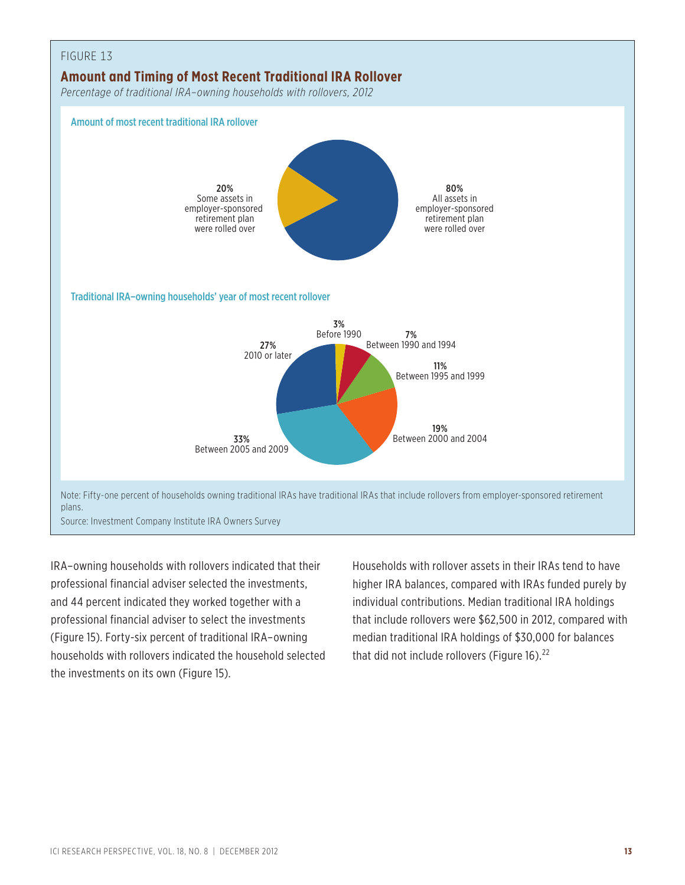FIGURE 13

## Amount and Timing of Most Recent Traditional IRA Rollover

*Percentage of traditional IRA–owning households with rollovers, 2012*

**Amount of most recent traditional IRA rollover**

**20%** Some assets in employer-sponsored retirement plan were rolled over

**80%** All assets in employer-sponsored retirement plan were rolled over

**Traditional IRA–owning households' year of most recent rollover**

**3%** Before 1990

**7%** Between 1990 and 1994

**11%** Between 1995 and 1999

**19%** Between 2000 and 2004

**33%** Between 2005 and 2009

**27%** 2010 or later

Note: Fifty-one percent of households owning traditional IRAs have traditional IRAs that include rollovers from employer-sponsored retirement plans.

Source: Investment Company Institute IRA Owners Survey

IRA–owning households with rollovers indicated that their professional financial adviser selected the investments, and 44 percent indicated they worked together with a professional financial adviser to select the investments (Figure 15). Forty-six percent of traditional IRA–owning households with rollovers indicated the household selected the investments on its own (Figure 15).

Households with rollover assets in their IRAs tend to have higher IRA balances, compared with IRAs funded purely by individual contributions. Median traditional IRA holdings that include rollovers were $62,500 in 2012, compared with median traditional IRA holdings of $30,000 for balances that did not include rollovers (Figure 16).[22]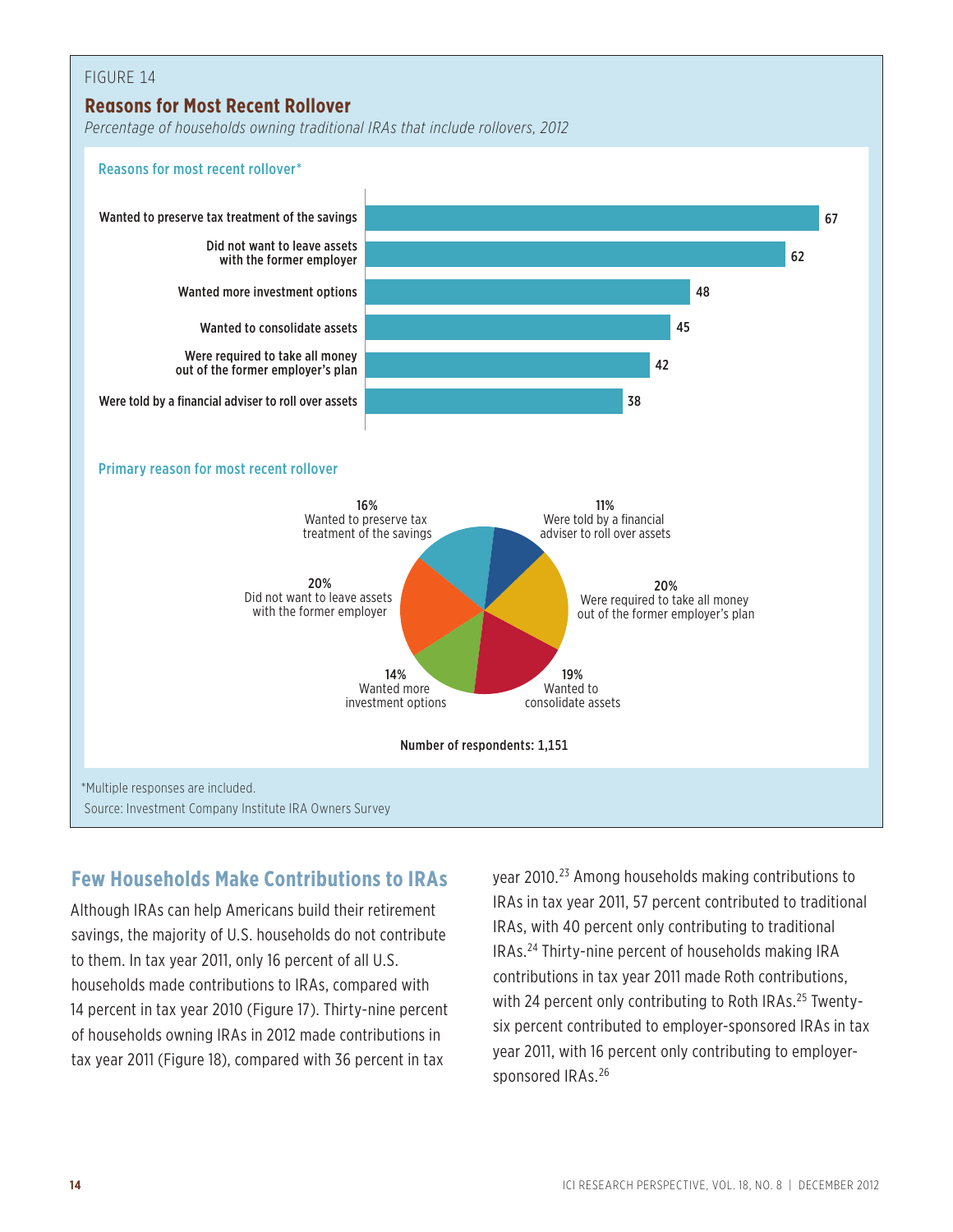FIGURE 14

## Reasons for Most Recent Rollover

*Percentage of households owning traditional IRAs that include rollovers, 2012*

**Reasons for most recent rollover***

| Reason | Percent |
| --- | --- |
| Wanted to preserve tax treatment of the savings | 67 |
| Did not want to leave assets with the former employer | 62 |
| Wanted more investment options | 48 |
| Wanted to consolidate assets | 45 |
| Were required to take all money out of the former employer's plan | 42 |
| Were told by a financial adviser to roll over assets | 38 |

**Primary reason for most recent rollover**

| Reason | Percent |
| --- | --- |
| Wanted to preserve tax treatment of the savings | 16% |
| Were told by a financial adviser to roll over assets | 11% |
| Were required to take all money out of the former employer's plan | 20% |
| Wanted to consolidate assets | 19% |
| Wanted more investment options | 14% |
| Did not want to leave assets with the former employer | 20% |

**Number of respondents: 1,151**

*Multiple responses are included.

Source: Investment Company Institute IRA Owners Survey

## Few Households Make Contributions to IRAs

Although IRAs can help Americans build their retirement savings, the majority of U.S. households do not contribute to them. In tax year 2011, only 16 percent of all U.S. households made contributions to IRAs, compared with 14 percent in tax year 2010 (Figure 17). Thirty-nine percent of households owning IRAs in 2012 made contributions in tax year 2011 (Figure 18), compared with 36 percent in tax year 2010.[23] Among households making contributions to IRAs in tax year 2011, 57 percent contributed to traditional IRAs, with 40 percent only contributing to traditional IRAs.[24] Thirty-nine percent of households making IRA contributions in tax year 2011 made Roth contributions, with 24 percent only contributing to Roth IRAs.[25] Twenty-six percent contributed to employer-sponsored IRAs in tax year 2011, with 16 percent only contributing to employer-sponsored IRAs.[26]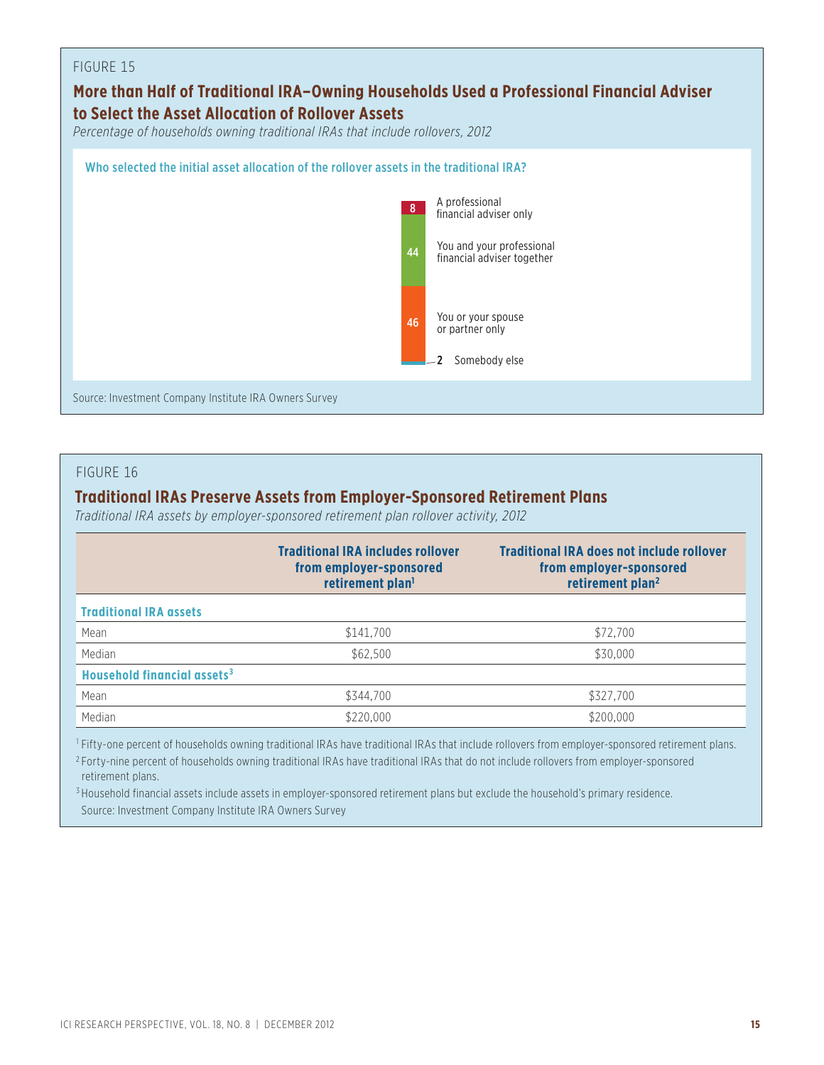FIGURE 15

## More than Half of Traditional IRA–Owning Households Used a Professional Financial Adviser to Select the Asset Allocation of Rollover Assets

*Percentage of households owning traditional IRAs that include rollovers, 2012*

**Who selected the initial asset allocation of the rollover assets in the traditional IRA?**

| Response | Percent |
|---|---|
| A professional financial adviser only | 8 |
| You and your professional financial adviser together | 44 |
| You or your spouse or partner only | 46 |
| Somebody else | 2 |

Source: Investment Company Institute IRA Owners Survey

FIGURE 16

## Traditional IRAs Preserve Assets from Employer-Sponsored Retirement Plans

*Traditional IRA assets by employer-sponsored retirement plan rollover activity, 2012*

| | Traditional IRA includes rollover from employer-sponsored retirement plan[1] | Traditional IRA does not include rollover from employer-sponsored retirement plan[2] |
|---|---|---|
| **Traditional IRA assets** | | |
| Mean | $141,700 | $72,700 |
| Median | $62,500 | $30,000 |
| **Household financial assets[3]** | | |
| Mean | $344,700 | $327,700 |
| Median | $220,000 | $200,000 |

[1] Fifty-one percent of households owning traditional IRAs have traditional IRAs that include rollovers from employer-sponsored retirement plans.

[2] Forty-nine percent of households owning traditional IRAs have traditional IRAs that do not include rollovers from employer-sponsored retirement plans.

[3] Household financial assets include assets in employer-sponsored retirement plans but exclude the household's primary residence.

Source: Investment Company Institute IRA Owners Survey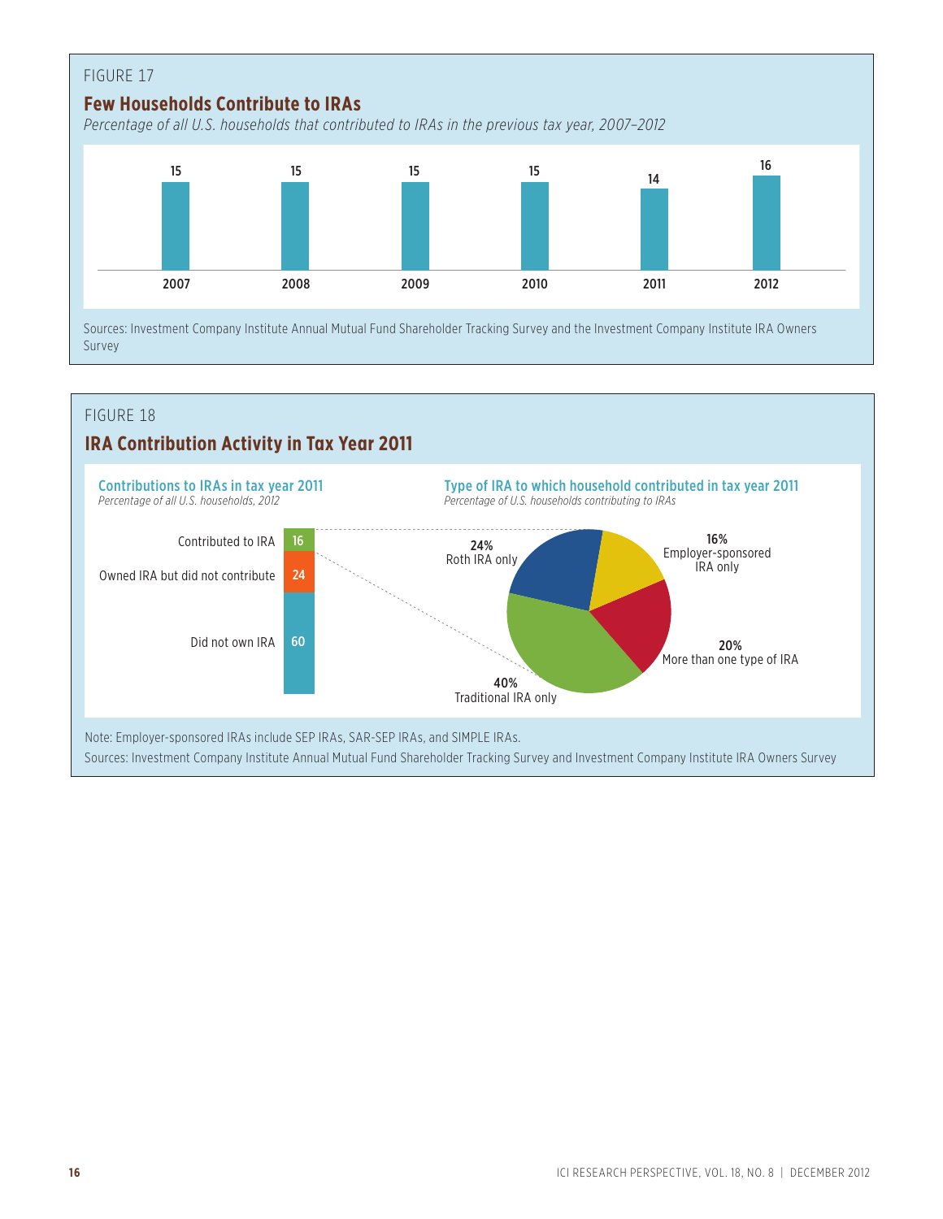FIGURE 17

## Few Households Contribute to IRAs

*Percentage of all U.S. households that contributed to IRAs in the previous tax year, 2007–2012*

| 2007 | 2008 | 2009 | 2010 | 2011 | 2012 |
|---|---|---|---|---|---|
| 15 | 15 | 15 | 15 | 14 | 16 |

Sources: Investment Company Institute Annual Mutual Fund Shareholder Tracking Survey and the Investment Company Institute IRA Owners Survey

FIGURE 18

## IRA Contribution Activity in Tax Year 2011

### Contributions to IRAs in tax year 2011

*Percentage of all U.S. households, 2012*

| Category | Percent |
|---|---|
| Contributed to IRA | 16 |
| Owned IRA but did not contribute | 24 |
| Did not own IRA | 60 |

### Type of IRA to which household contributed in tax year 2011

*Percentage of U.S. households contributing to IRAs*

| Type | Percent |
|---|---|
| Roth IRA only | 24% |
| Employer-sponsored IRA only | 16% |
| More than one type of IRA | 20% |
| Traditional IRA only | 40% |

Note: Employer-sponsored IRAs include SEP IRAs, SAR-SEP IRAs, and SIMPLE IRAs.

Sources: Investment Company Institute Annual Mutual Fund Shareholder Tracking Survey and Investment Company Institute IRA Owners Survey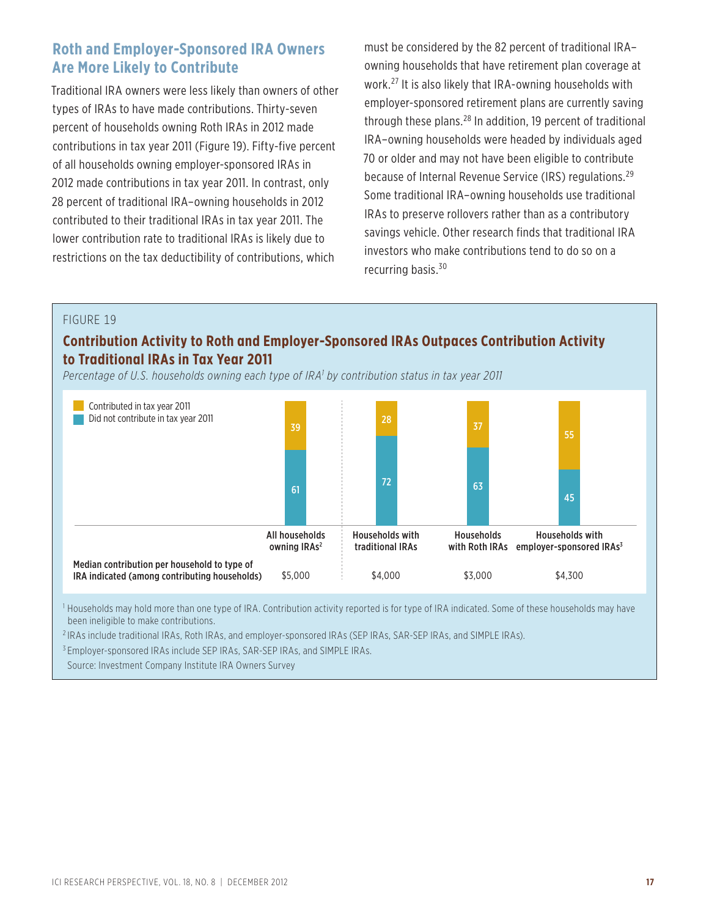## Roth and Employer-Sponsored IRA Owners Are More Likely to Contribute

Traditional IRA owners were less likely than owners of other types of IRAs to have made contributions. Thirty-seven percent of households owning Roth IRAs in 2012 made contributions in tax year 2011 (Figure 19). Fifty-five percent of all households owning employer-sponsored IRAs in 2012 made contributions in tax year 2011. In contrast, only 28 percent of traditional IRA–owning households in 2012 contributed to their traditional IRAs in tax year 2011. The lower contribution rate to traditional IRAs is likely due to restrictions on the tax deductibility of contributions, which must be considered by the 82 percent of traditional IRA–owning households that have retirement plan coverage at work.[27] It is also likely that IRA-owning households with employer-sponsored retirement plans are currently saving through these plans.[28] In addition, 19 percent of traditional IRA–owning households were headed by individuals aged 70 or older and may not have been eligible to contribute because of Internal Revenue Service (IRS) regulations.[29] Some traditional IRA–owning households use traditional IRAs to preserve rollovers rather than as a contributory savings vehicle. Other research finds that traditional IRA investors who make contributions tend to do so on a recurring basis.[30]

FIGURE 19

### Contribution Activity to Roth and Employer-Sponsored IRAs Outpaces Contribution Activity to Traditional IRAs in Tax Year 2011

*Percentage of U.S. households owning each type of IRA[1] by contribution status in tax year 2011*

| | All households owning IRAs[2] | Households with traditional IRAs | Households with Roth IRAs | Households with employer-sponsored IRAs[3] |
|---|---|---|---|---|
| Contributed in tax year 2011 | 39 | 28 | 37 | 55 |
| Did not contribute in tax year 2011 | 61 | 72 | 63 | 45 |
| **Median contribution per household to type of IRA indicated (among contributing households)** | $5,000 | $4,000 | $3,000 | $4,300 |

[1] Households may hold more than one type of IRA. Contribution activity reported is for type of IRA indicated. Some of these households may have been ineligible to make contributions.

[2] IRAs include traditional IRAs, Roth IRAs, and employer-sponsored IRAs (SEP IRAs, SAR-SEP IRAs, and SIMPLE IRAs).

[3] Employer-sponsored IRAs include SEP IRAs, SAR-SEP IRAs, and SIMPLE IRAs.

Source: Investment Company Institute IRA Owners Survey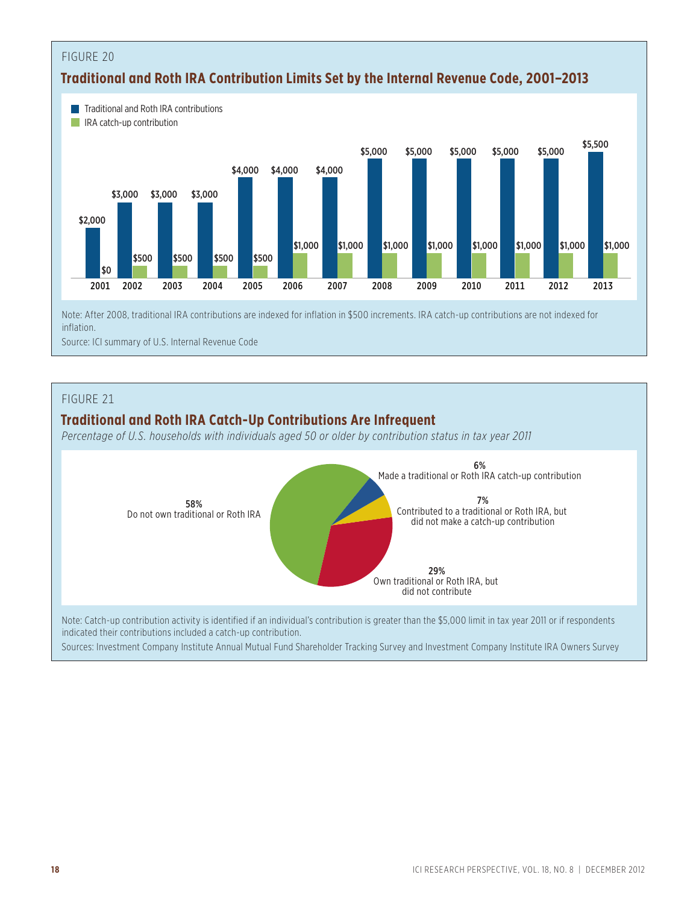FIGURE 20

## Traditional and Roth IRA Contribution Limits Set by the Internal Revenue Code, 2001–2013

| Year | Traditional and Roth IRA contributions | IRA catch-up contribution |
|---|---|---|
| 2001 | $2,000 | $0 |
| 2002 | $3,000 | $500 |
| 2003 | $3,000 | $500 |
| 2004 | $3,000 | $500 |
| 2005 | $4,000 | $500 |
| 2006 | $4,000 | $1,000 |
| 2007 | $4,000 | $1,000 |
| 2008 | $5,000 | $1,000 |
| 2009 | $5,000 | $1,000 |
| 2010 | $5,000 | $1,000 |
| 2011 | $5,000 | $1,000 |
| 2012 | $5,000 | $1,000 |
| 2013 | $5,500 | $1,000 |

Note: After 2008, traditional IRA contributions are indexed for inflation in $500 increments. IRA catch-up contributions are not indexed for inflation.

Source: ICI summary of U.S. Internal Revenue Code

FIGURE 21

## Traditional and Roth IRA Catch-Up Contributions Are Infrequent

*Percentage of U.S. households with individuals aged 50 or older by contribution status in tax year 2011*

| Contribution status | Percent |
|---|---|
| Made a traditional or Roth IRA catch-up contribution | 6% |
| Contributed to a traditional or Roth IRA, but did not make a catch-up contribution | 7% |
| Own traditional or Roth IRA, but did not contribute | 29% |
| Do not own traditional or Roth IRA | 58% |

Note: Catch-up contribution activity is identified if an individual's contribution is greater than the $5,000 limit in tax year 2011 or if respondents indicated their contributions included a catch-up contribution.

Sources: Investment Company Institute Annual Mutual Fund Shareholder Tracking Survey and Investment Company Institute IRA Owners Survey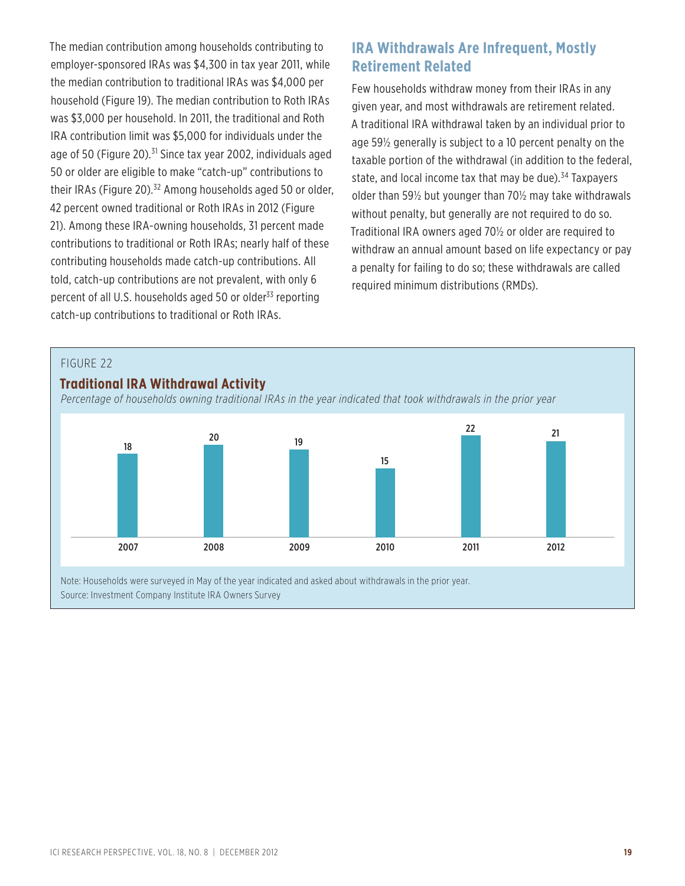The median contribution among households contributing to employer-sponsored IRAs was $4,300 in tax year 2011, while the median contribution to traditional IRAs was $4,000 per household (Figure 19). The median contribution to Roth IRAs was $3,000 per household. In 2011, the traditional and Roth IRA contribution limit was $5,000 for individuals under the age of 50 (Figure 20).[31] Since tax year 2002, individuals aged 50 or older are eligible to make "catch-up" contributions to their IRAs (Figure 20).[32] Among households aged 50 or older, 42 percent owned traditional or Roth IRAs in 2012 (Figure 21). Among these IRA-owning households, 31 percent made contributions to traditional or Roth IRAs; nearly half of these contributing households made catch-up contributions. All told, catch-up contributions are not prevalent, with only 6 percent of all U.S. households aged 50 or older[33] reporting catch-up contributions to traditional or Roth IRAs.

## IRA Withdrawals Are Infrequent, Mostly Retirement Related

Few households withdraw money from their IRAs in any given year, and most withdrawals are retirement related. A traditional IRA withdrawal taken by an individual prior to age 59½ generally is subject to a 10 percent penalty on the taxable portion of the withdrawal (in addition to the federal, state, and local income tax that may be due).[34] Taxpayers older than 59½ but younger than 70½ may take withdrawals without penalty, but generally are not required to do so. Traditional IRA owners aged 70½ or older are required to withdraw an annual amount based on life expectancy or pay a penalty for failing to do so; these withdrawals are called required minimum distributions (RMDs).

FIGURE 22

**Traditional IRA Withdrawal Activity**

*Percentage of households owning traditional IRAs in the year indicated that took withdrawals in the prior year*

| 2007 | 2008 | 2009 | 2010 | 2011 | 2012 |
|---|---|---|---|---|---|
| 18 | 20 | 19 | 15 | 22 | 21 |

Note: Households were surveyed in May of the year indicated and asked about withdrawals in the prior year.

Source: Investment Company Institute IRA Owners Survey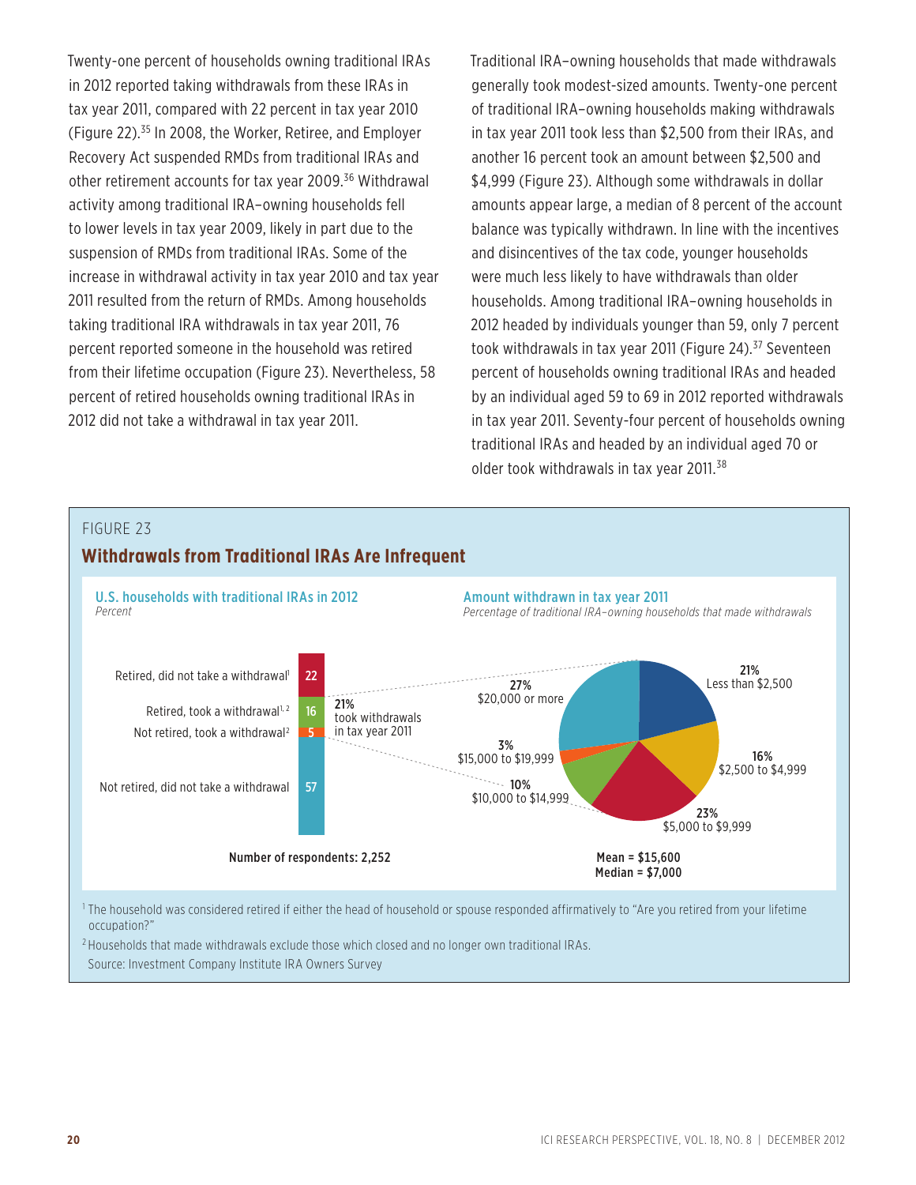Twenty-one percent of households owning traditional IRAs in 2012 reported taking withdrawals from these IRAs in tax year 2011, compared with 22 percent in tax year 2010 (Figure 22).[35] In 2008, the Worker, Retiree, and Employer Recovery Act suspended RMDs from traditional IRAs and other retirement accounts for tax year 2009.[36] Withdrawal activity among traditional IRA–owning households fell to lower levels in tax year 2009, likely in part due to the suspension of RMDs from traditional IRAs. Some of the increase in withdrawal activity in tax year 2010 and tax year 2011 resulted from the return of RMDs. Among households taking traditional IRA withdrawals in tax year 2011, 76 percent reported someone in the household was retired from their lifetime occupation (Figure 23). Nevertheless, 58 percent of retired households owning traditional IRAs in 2012 did not take a withdrawal in tax year 2011.

Traditional IRA–owning households that made withdrawals generally took modest-sized amounts. Twenty-one percent of traditional IRA–owning households making withdrawals in tax year 2011 took less than $2,500 from their IRAs, and another 16 percent took an amount between $2,500 and $4,999 (Figure 23). Although some withdrawals in dollar amounts appear large, a median of 8 percent of the account balance was typically withdrawn. In line with the incentives and disincentives of the tax code, younger households were much less likely to have withdrawals than older households. Among traditional IRA–owning households in 2012 headed by individuals younger than 59, only 7 percent took withdrawals in tax year 2011 (Figure 24).[37] Seventeen percent of households owning traditional IRAs and headed by an individual aged 59 to 69 in 2012 reported withdrawals in tax year 2011. Seventy-four percent of households owning traditional IRAs and headed by an individual aged 70 or older took withdrawals in tax year 2011.[38]

FIGURE 23

**Withdrawals from Traditional IRAs Are Infrequent**

**U.S. households with traditional IRAs in 2012**
*Percent*

| Category | Percent |
|---|---|
| Retired, did not take a withdrawal[1] | 22 |
| Retired, took a withdrawal[1, 2] | 16 |
| Not retired, took a withdrawal[2] | 5 |
| Not retired, did not take a withdrawal | 57 |

21% took withdrawals in tax year 2011

**Number of respondents: 2,252**

**Amount withdrawn in tax year 2011**
*Percentage of traditional IRA–owning households that made withdrawals*

| Amount | Percent |
|---|---|
| Less than $2,500 | 21% |
| $2,500 to $4,999 | 16% |
| $5,000 to $9,999 | 23% |
| $10,000 to $14,999 | 10% |
| $15,000 to $19,999 | 3% |
| $20,000 or more | 27% |

**Mean = $15,600**
**Median = $7,000**

[1] The household was considered retired if either the head of household or spouse responded affirmatively to "Are you retired from your lifetime occupation?"

[2] Households that made withdrawals exclude those which closed and no longer own traditional IRAs.

Source: Investment Company Institute IRA Owners Survey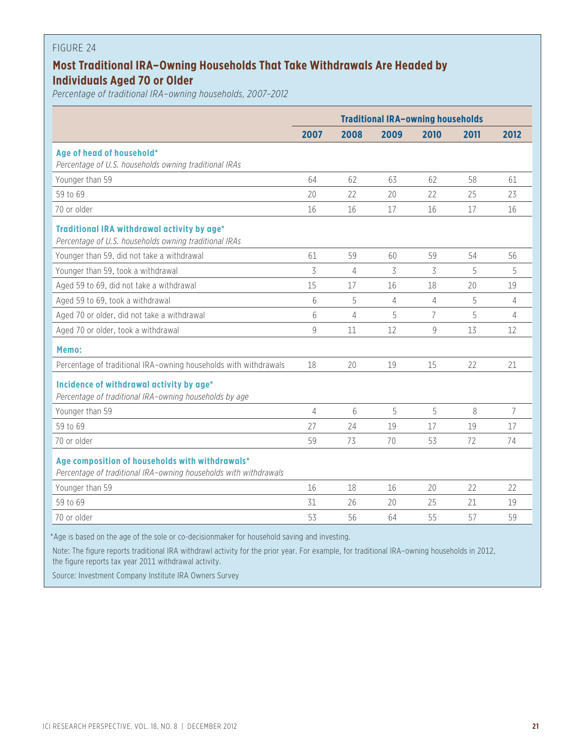FIGURE 24

## Most Traditional IRA–Owning Households That Take Withdrawals Are Headed by Individuals Aged 70 or Older

*Percentage of traditional IRA–owning households, 2007–2012*

| | Traditional IRA–owning households | | | | | |
|---|---|---|---|---|---|---|
| | 2007 | 2008 | 2009 | 2010 | 2011 | 2012 |
| **Age of head of household*** *Percentage of U.S. households owning traditional IRAs* | | | | | | |
| Younger than 59 | 64 | 62 | 63 | 62 | 58 | 61 |
| 59 to 69 | 20 | 22 | 20 | 22 | 25 | 23 |
| 70 or older | 16 | 16 | 17 | 16 | 17 | 16 |
| **Traditional IRA withdrawal activity by age*** *Percentage of U.S. households owning traditional IRAs* | | | | | | |
| Younger than 59, did not take a withdrawal | 61 | 59 | 60 | 59 | 54 | 56 |
| Younger than 59, took a withdrawal | 3 | 4 | 3 | 3 | 5 | 5 |
| Aged 59 to 69, did not take a withdrawal | 15 | 17 | 16 | 18 | 20 | 19 |
| Aged 59 to 69, took a withdrawal | 6 | 5 | 4 | 4 | 5 | 4 |
| Aged 70 or older, did not take a withdrawal | 6 | 4 | 5 | 7 | 5 | 4 |
| Aged 70 or older, took a withdrawal | 9 | 11 | 12 | 9 | 13 | 12 |
| **Memo:** | | | | | | |
| Percentage of traditional IRA–owning households with withdrawals | 18 | 20 | 19 | 15 | 22 | 21 |
| **Incidence of withdrawal activity by age*** *Percentage of traditional IRA–owning households by age* | | | | | | |
| Younger than 59 | 4 | 6 | 5 | 5 | 8 | 7 |
| 59 to 69 | 27 | 24 | 19 | 17 | 19 | 17 |
| 70 or older | 59 | 73 | 70 | 53 | 72 | 74 |
| **Age composition of households with withdrawals*** *Percentage of traditional IRA–owning households with withdrawals* | | | | | | |
| Younger than 59 | 16 | 18 | 16 | 20 | 22 | 22 |
| 59 to 69 | 31 | 26 | 20 | 25 | 21 | 19 |
| 70 or older | 53 | 56 | 64 | 55 | 57 | 59 |

*Age is based on the age of the sole or co-decisionmaker for household saving and investing.

Note: The figure reports traditional IRA withdrawl activity for the prior year. For example, for traditional IRA–owning households in 2012, the figure reports tax year 2011 withdrawal activity.

Source: Investment Company Institute IRA Owners Survey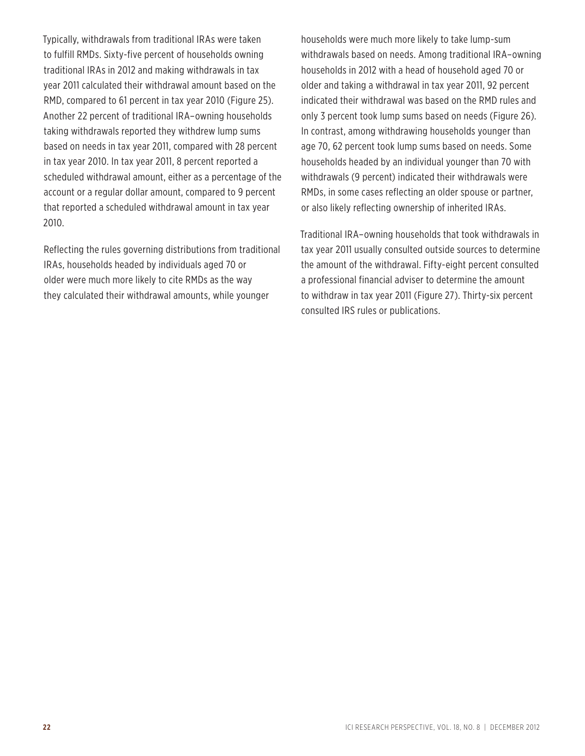Typically, withdrawals from traditional IRAs were taken to fulfill RMDs. Sixty-five percent of households owning traditional IRAs in 2012 and making withdrawals in tax year 2011 calculated their withdrawal amount based on the RMD, compared to 61 percent in tax year 2010 (Figure 25). Another 22 percent of traditional IRA–owning households taking withdrawals reported they withdrew lump sums based on needs in tax year 2011, compared with 28 percent in tax year 2010. In tax year 2011, 8 percent reported a scheduled withdrawal amount, either as a percentage of the account or a regular dollar amount, compared to 9 percent that reported a scheduled withdrawal amount in tax year 2010.

Reflecting the rules governing distributions from traditional IRAs, households headed by individuals aged 70 or older were much more likely to cite RMDs as the way they calculated their withdrawal amounts, while younger households were much more likely to take lump-sum withdrawals based on needs. Among traditional IRA–owning households in 2012 with a head of household aged 70 or older and taking a withdrawal in tax year 2011, 92 percent indicated their withdrawal was based on the RMD rules and only 3 percent took lump sums based on needs (Figure 26). In contrast, among withdrawing households younger than age 70, 62 percent took lump sums based on needs. Some households headed by an individual younger than 70 with withdrawals (9 percent) indicated their withdrawals were RMDs, in some cases reflecting an older spouse or partner, or also likely reflecting ownership of inherited IRAs.

Traditional IRA–owning households that took withdrawals in tax year 2011 usually consulted outside sources to determine the amount of the withdrawal. Fifty-eight percent consulted a professional financial adviser to determine the amount to withdraw in tax year 2011 (Figure 27). Thirty-six percent consulted IRS rules or publications.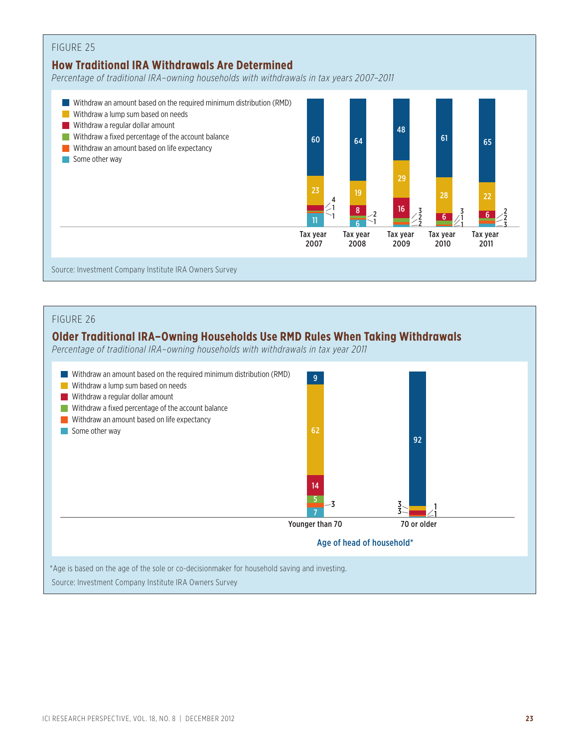FIGURE 25

## How Traditional IRA Withdrawals Are Determined

*Percentage of traditional IRA–owning households with withdrawals in tax years 2007–2011*

| | Tax year 2007 | Tax year 2008 | Tax year 2009 | Tax year 2010 | Tax year 2011 |
|---|---|---|---|---|---|
| Withdraw an amount based on the required minimum distribution (RMD) | 60 | 64 | 48 | 61 | 65 |
| Withdraw a lump sum based on needs | 23 | 19 | 29 | 28 | 22 |
| Withdraw a regular dollar amount | 4 | 8 | 16 | 6 | 6 |
| Withdraw a fixed percentage of the account balance | 1 | 2 | 3 | 3 | 2 |
| Withdraw an amount based on life expectancy | 1 | 1 | 2 | 1 | 2 |
| Some other way | 11 | 6 | 2 | 1 | 3 |

Source: Investment Company Institute IRA Owners Survey

FIGURE 26

## Older Traditional IRA–Owning Households Use RMD Rules When Taking Withdrawals

*Percentage of traditional IRA–owning households with withdrawals in tax year 2011*

| Age of head of household* | Younger than 70 | 70 or older |
|---|---|---|
| Withdraw an amount based on the required minimum distribution (RMD) | 9 | 92 |
| Withdraw a lump sum based on needs | 62 | 3 |
| Withdraw a regular dollar amount | 14 | 3 |
| Withdraw a fixed percentage of the account balance | 5 | 1 |
| Withdraw an amount based on life expectancy | 3 | 1 |
| Some other way | 7 | |

*Age is based on the age of the sole or co-decisionmaker for household saving and investing.

Source: Investment Company Institute IRA Owners Survey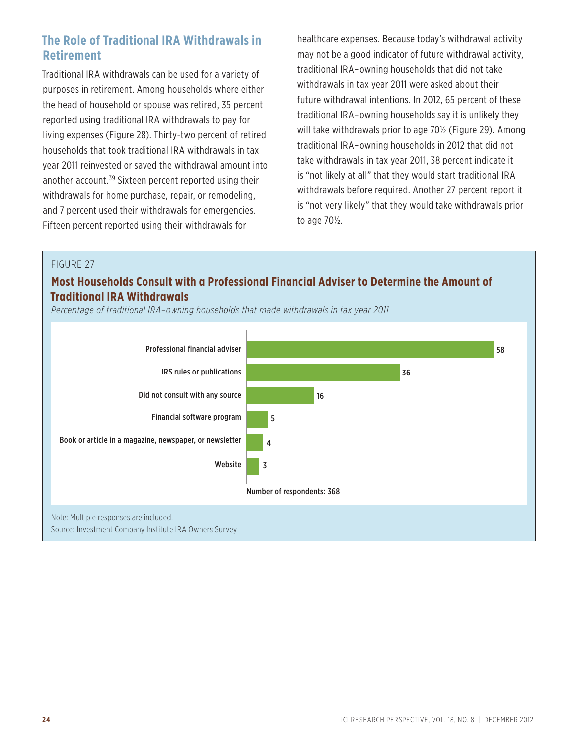## The Role of Traditional IRA Withdrawals in Retirement

Traditional IRA withdrawals can be used for a variety of purposes in retirement. Among households where either the head of household or spouse was retired, 35 percent reported using traditional IRA withdrawals to pay for living expenses (Figure 28). Thirty-two percent of retired households that took traditional IRA withdrawals in tax year 2011 reinvested or saved the withdrawal amount into another account.[39] Sixteen percent reported using their withdrawals for home purchase, repair, or remodeling, and 7 percent used their withdrawals for emergencies. Fifteen percent reported using their withdrawals for healthcare expenses. Because today's withdrawal activity may not be a good indicator of future withdrawal activity, traditional IRA–owning households that did not take withdrawals in tax year 2011 were asked about their future withdrawal intentions. In 2012, 65 percent of these traditional IRA–owning households say it is unlikely they will take withdrawals prior to age 70½ (Figure 29). Among traditional IRA–owning households in 2012 that did not take withdrawals in tax year 2011, 38 percent indicate it is "not likely at all" that they would start traditional IRA withdrawals before required. Another 27 percent report it is "not very likely" that they would take withdrawals prior to age 70½.

FIGURE 27

**Most Households Consult with a Professional Financial Adviser to Determine the Amount of Traditional IRA Withdrawals**

*Percentage of traditional IRA–owning households that made withdrawals in tax year 2011*

| Source | Percent |
|---|---|
| Professional financial adviser | 58 |
| IRS rules or publications | 36 |
| Did not consult with any source | 16 |
| Financial software program | 5 |
| Book or article in a magazine, newspaper, or newsletter | 4 |
| Website | 3 |

Number of respondents: 368

Note: Multiple responses are included.
Source: Investment Company Institute IRA Owners Survey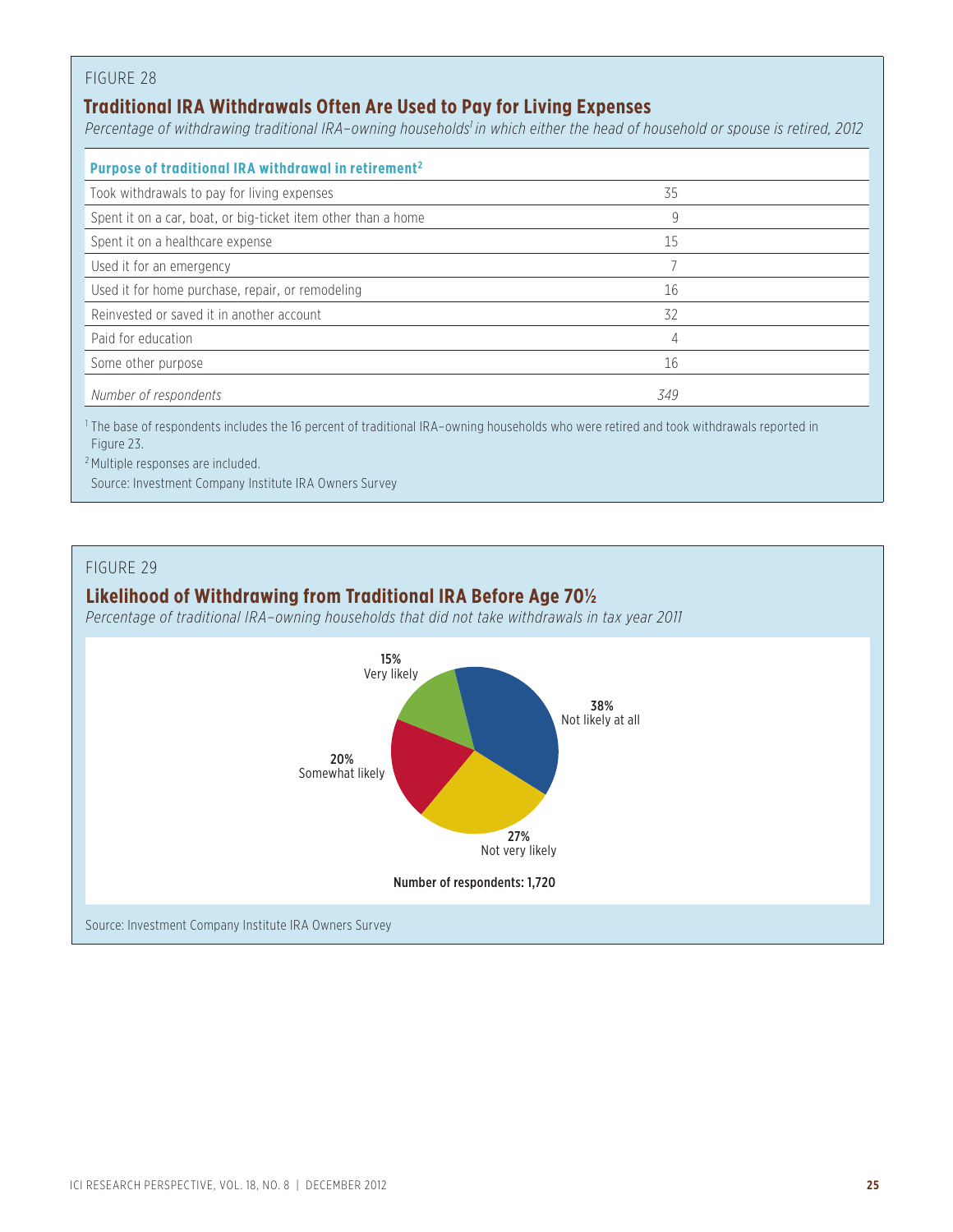FIGURE 28

## Traditional IRA Withdrawals Often Are Used to Pay for Living Expenses

*Percentage of withdrawing traditional IRA–owning households[1] in which either the head of household or spouse is retired, 2012*

| Purpose of traditional IRA withdrawal in retirement[2] | |
|---|---|
| Took withdrawals to pay for living expenses | 35 |
| Spent it on a car, boat, or big-ticket item other than a home | 9 |
| Spent it on a healthcare expense | 15 |
| Used it for an emergency | 7 |
| Used it for home purchase, repair, or remodeling | 16 |
| Reinvested or saved it in another account | 32 |
| Paid for education | 4 |
| Some other purpose | 16 |
| *Number of respondents* | *349* |

[1] The base of respondents includes the 16 percent of traditional IRA–owning households who were retired and took withdrawals reported in Figure 23.

[2] Multiple responses are included.

Source: Investment Company Institute IRA Owners Survey

FIGURE 29

## Likelihood of Withdrawing from Traditional IRA Before Age 70½

*Percentage of traditional IRA–owning households that did not take withdrawals in tax year 2011*

| Likelihood | Percentage |
|---|---|
| Very likely | 15% |
| Somewhat likely | 20% |
| Not very likely | 27% |
| Not likely at all | 38% |

**Number of respondents: 1,720**

Source: Investment Company Institute IRA Owners Survey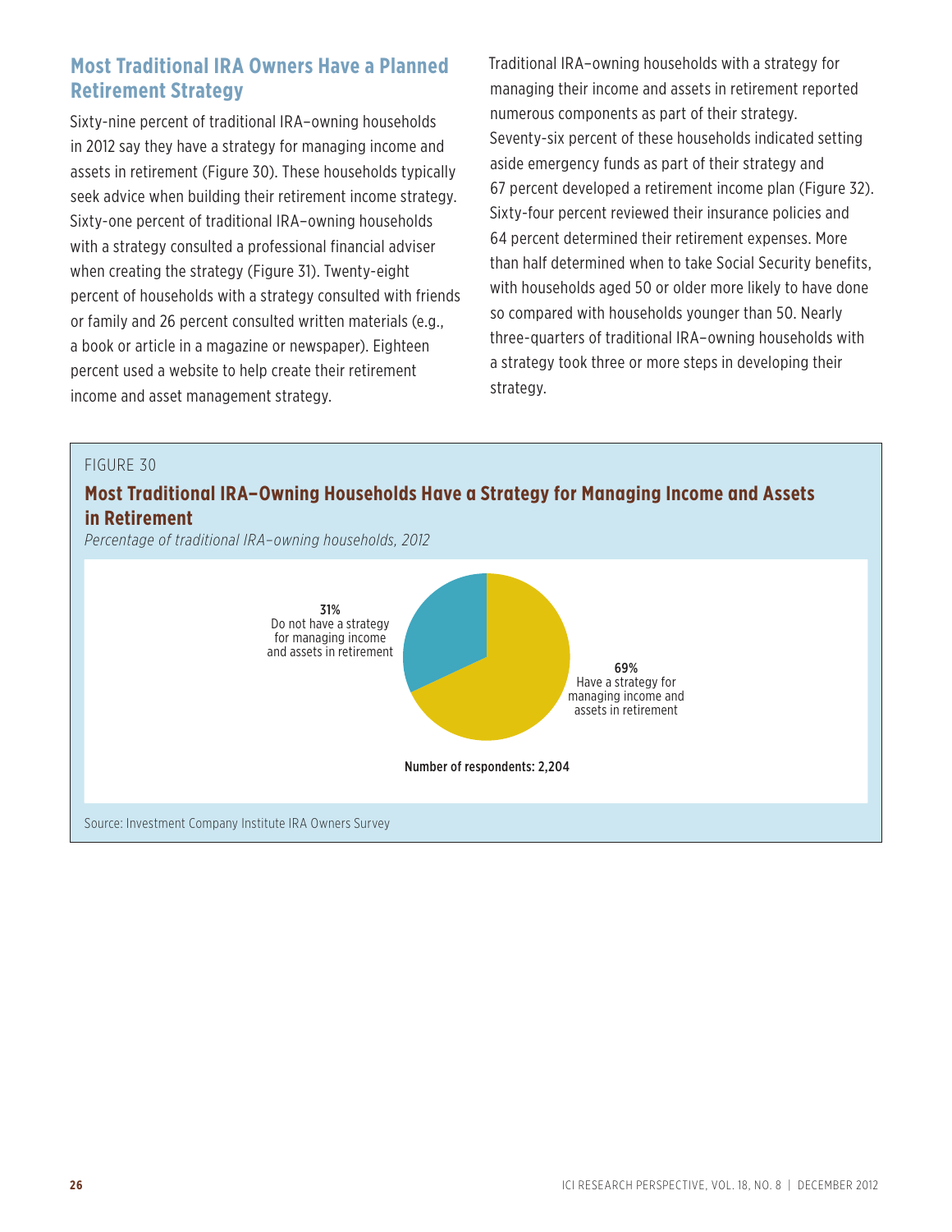## Most Traditional IRA Owners Have a Planned Retirement Strategy

Sixty-nine percent of traditional IRA–owning households in 2012 say they have a strategy for managing income and assets in retirement (Figure 30). These households typically seek advice when building their retirement income strategy. Sixty-one percent of traditional IRA–owning households with a strategy consulted a professional financial adviser when creating the strategy (Figure 31). Twenty-eight percent of households with a strategy consulted with friends or family and 26 percent consulted written materials (e.g., a book or article in a magazine or newspaper). Eighteen percent used a website to help create their retirement income and asset management strategy.

Traditional IRA–owning households with a strategy for managing their income and assets in retirement reported numerous components as part of their strategy. Seventy-six percent of these households indicated setting aside emergency funds as part of their strategy and 67 percent developed a retirement income plan (Figure 32). Sixty-four percent reviewed their insurance policies and 64 percent determined their retirement expenses. More than half determined when to take Social Security benefits, with households aged 50 or older more likely to have done so compared with households younger than 50. Nearly three-quarters of traditional IRA–owning households with a strategy took three or more steps in developing their strategy.

FIGURE 30

**Most Traditional IRA–Owning Households Have a Strategy for Managing Income and Assets in Retirement**

*Percentage of traditional IRA–owning households, 2012*

**31%** Do not have a strategy for managing income and assets in retirement

**69%** Have a strategy for managing income and assets in retirement

**Number of respondents: 2,204**

Source: Investment Company Institute IRA Owners Survey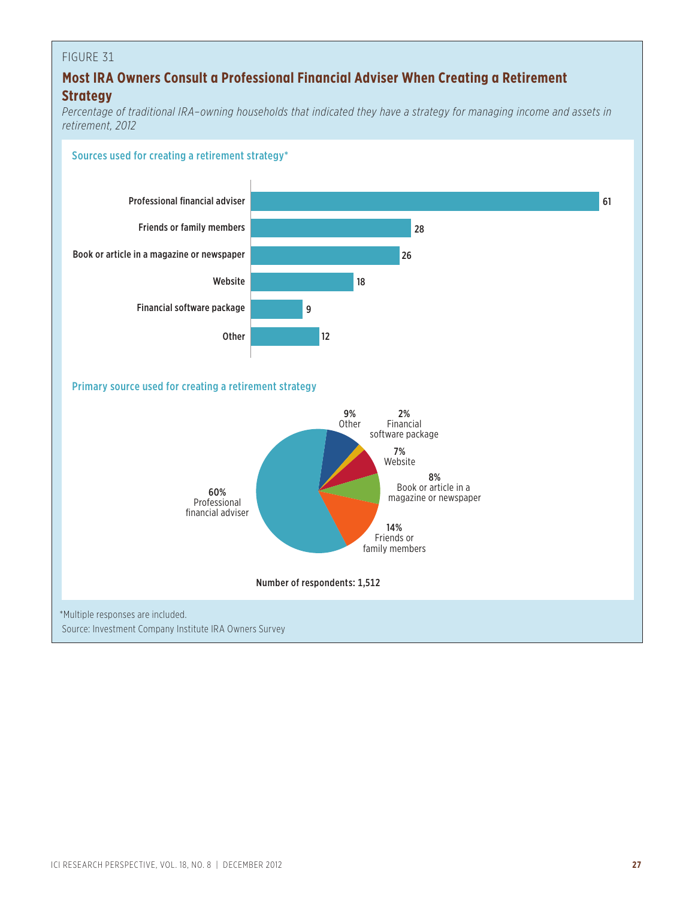FIGURE 31

## Most IRA Owners Consult a Professional Financial Adviser When Creating a Retirement Strategy

*Percentage of traditional IRA–owning households that indicated they have a strategy for managing income and assets in retirement, 2012*

### Sources used for creating a retirement strategy*

| Source | Percent |
|---|---|
| Professional financial adviser | 61 |
| Friends or family members | 28 |
| Book or article in a magazine or newspaper | 26 |
| Website | 18 |
| Financial software package | 9 |
| Other | 12 |

### Primary source used for creating a retirement strategy

| Source | Percent |
|---|---|
| Professional financial adviser | 60% |
| Friends or family members | 14% |
| Book or article in a magazine or newspaper | 8% |
| Website | 7% |
| Financial software package | 2% |
| Other | 9% |

**Number of respondents: 1,512**

*Multiple responses are included.

Source: Investment Company Institute IRA Owners Survey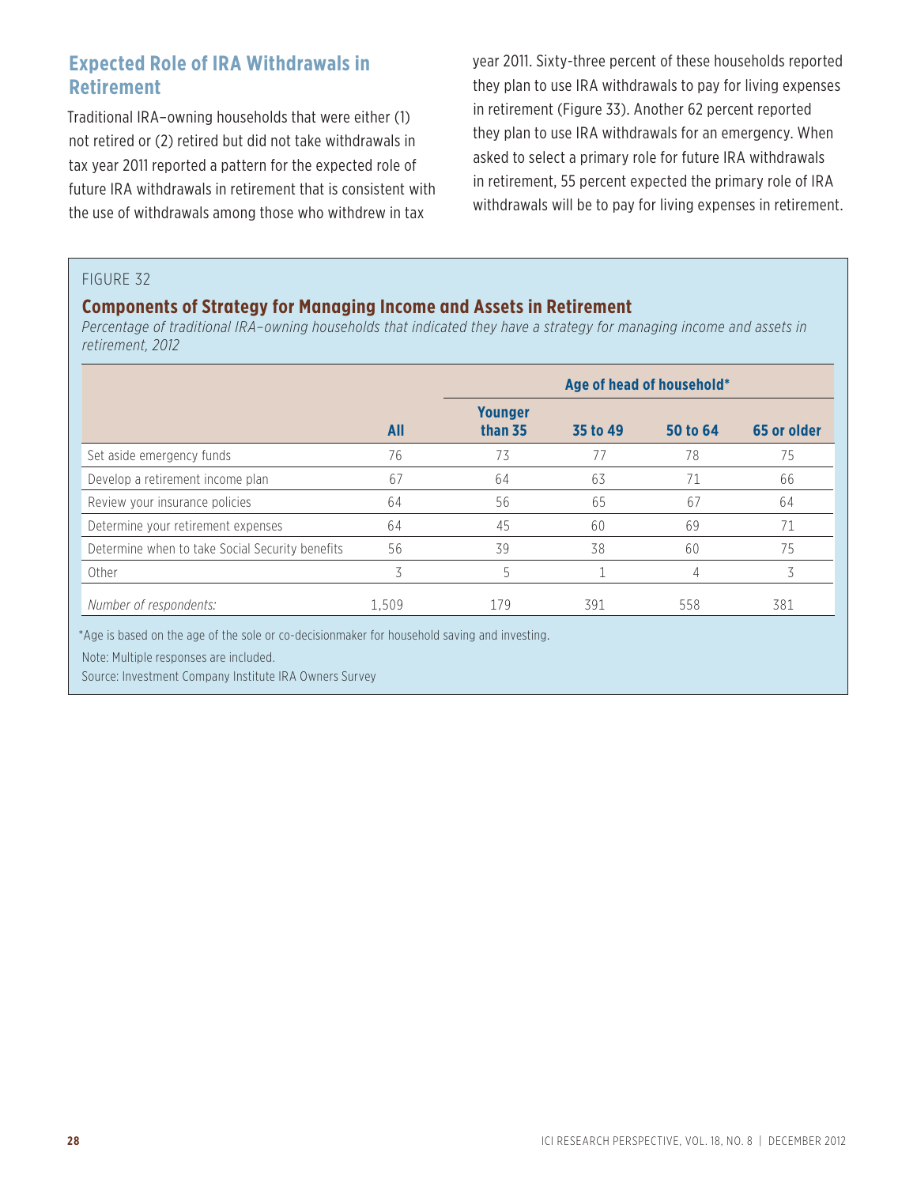## Expected Role of IRA Withdrawals in Retirement

Traditional IRA–owning households that were either (1) not retired or (2) retired but did not take withdrawals in tax year 2011 reported a pattern for the expected role of future IRA withdrawals in retirement that is consistent with the use of withdrawals among those who withdrew in tax year 2011. Sixty-three percent of these households reported they plan to use IRA withdrawals to pay for living expenses in retirement (Figure 33). Another 62 percent reported they plan to use IRA withdrawals for an emergency. When asked to select a primary role for future IRA withdrawals in retirement, 55 percent expected the primary role of IRA withdrawals will be to pay for living expenses in retirement.

FIGURE 32

### Components of Strategy for Managing Income and Assets in Retirement

*Percentage of traditional IRA–owning households that indicated they have a strategy for managing income and assets in retirement, 2012*

| | | Age of head of household* | | | |
|---|---|---|---|---|---|
| | **All** | **Younger than 35** | **35 to 49** | **50 to 64** | **65 or older** |
| Set aside emergency funds | 76 | 73 | 77 | 78 | 75 |
| Develop a retirement income plan | 67 | 64 | 63 | 71 | 66 |
| Review your insurance policies | 64 | 56 | 65 | 67 | 64 |
| Determine your retirement expenses | 64 | 45 | 60 | 69 | 71 |
| Determine when to take Social Security benefits | 56 | 39 | 38 | 60 | 75 |
| Other | 3 | 5 | 1 | 4 | 3 |
| *Number of respondents:* | 1,509 | 179 | 391 | 558 | 381 |

*Age is based on the age of the sole or co-decisionmaker for household saving and investing.

Note: Multiple responses are included.

Source: Investment Company Institute IRA Owners Survey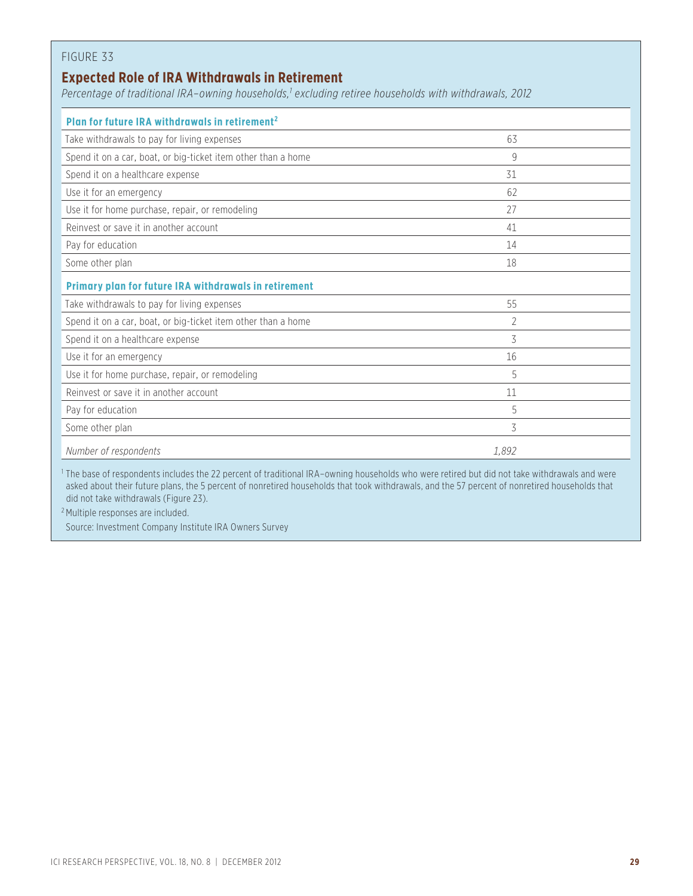FIGURE 33

## Expected Role of IRA Withdrawals in Retirement

*Percentage of traditional IRA–owning households,[1] excluding retiree households with withdrawals, 2012*

| **Plan for future IRA withdrawals in retirement[2]** | |
|---|---|
| Take withdrawals to pay for living expenses | 63 |
| Spend it on a car, boat, or big-ticket item other than a home | 9 |
| Spend it on a healthcare expense | 31 |
| Use it for an emergency | 62 |
| Use it for home purchase, repair, or remodeling | 27 |
| Reinvest or save it in another account | 41 |
| Pay for education | 14 |
| Some other plan | 18 |
| **Primary plan for future IRA withdrawals in retirement** | |
| Take withdrawals to pay for living expenses | 55 |
| Spend it on a car, boat, or big-ticket item other than a home | 2 |
| Spend it on a healthcare expense | 3 |
| Use it for an emergency | 16 |
| Use it for home purchase, repair, or remodeling | 5 |
| Reinvest or save it in another account | 11 |
| Pay for education | 5 |
| Some other plan | 3 |
| *Number of respondents* | *1,892* |

[1] The base of respondents includes the 22 percent of traditional IRA–owning households who were retired but did not take withdrawals and were asked about their future plans, the 5 percent of nonretired households that took withdrawals, and the 57 percent of nonretired households that did not take withdrawals (Figure 23).

[2] Multiple responses are included.

Source: Investment Company Institute IRA Owners Survey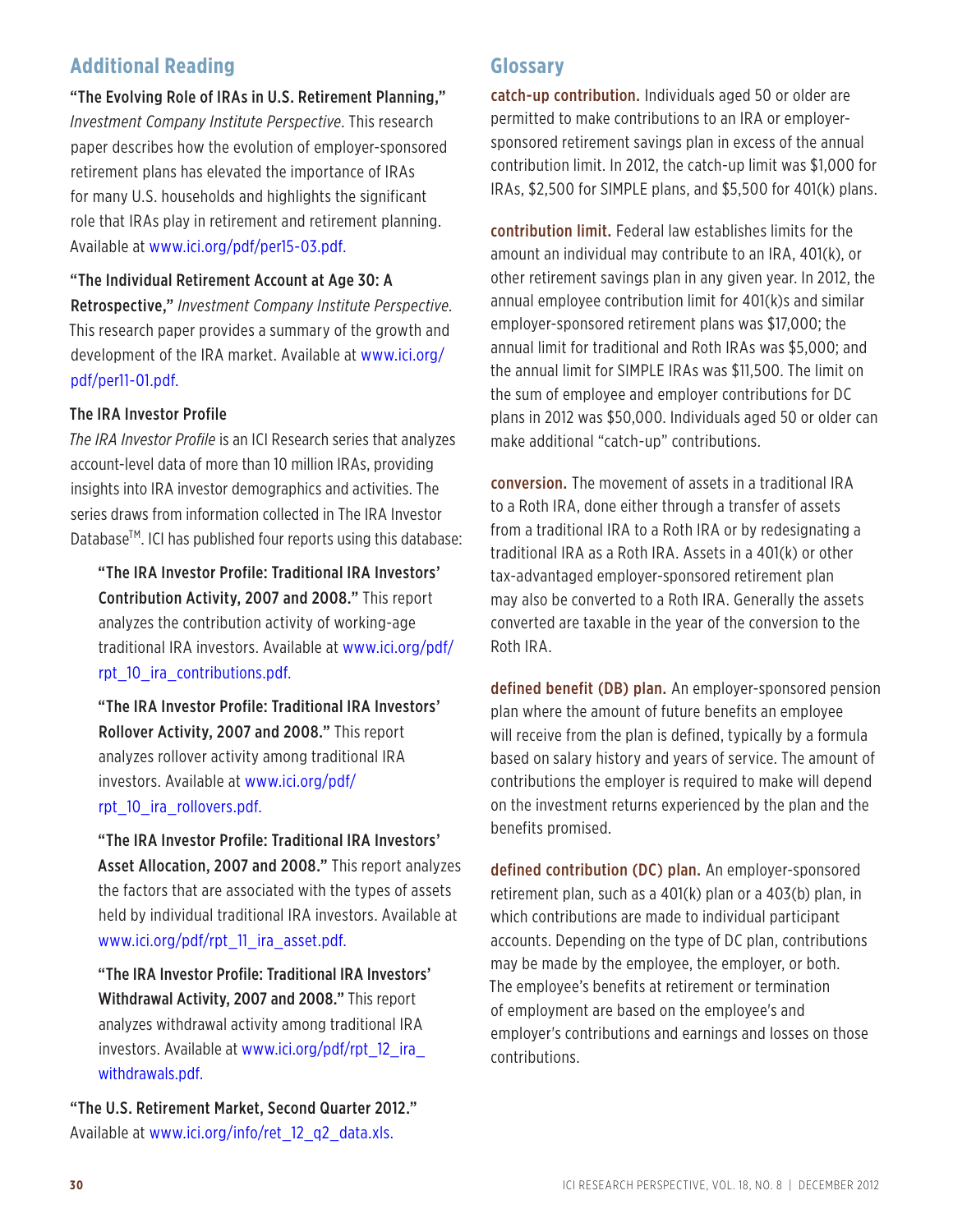## Additional Reading

**"The Evolving Role of IRAs in U.S. Retirement Planning,"** *Investment Company Institute Perspective*. This research paper describes how the evolution of employer-sponsored retirement plans has elevated the importance of IRAs for many U.S. households and highlights the significant role that IRAs play in retirement and retirement planning. Available at www.ici.org/pdf/per15-03.pdf.

**"The Individual Retirement Account at Age 30: A Retrospective,"** *Investment Company Institute Perspective*. This research paper provides a summary of the growth and development of the IRA market. Available at www.ici.org/pdf/per11-01.pdf.

**The IRA Investor Profile**

*The IRA Investor Profile* is an ICI Research series that analyzes account-level data of more than 10 million IRAs, providing insights into IRA investor demographics and activities. The series draws from information collected in The IRA Investor Database™. ICI has published four reports using this database:

> **"The IRA Investor Profile: Traditional IRA Investors' Contribution Activity, 2007 and 2008."** This report analyzes the contribution activity of working-age traditional IRA investors. Available at www.ici.org/pdf/rpt_10_ira_contributions.pdf.
>
> **"The IRA Investor Profile: Traditional IRA Investors' Rollover Activity, 2007 and 2008."** This report analyzes rollover activity among traditional IRA investors. Available at www.ici.org/pdf/rpt_10_ira_rollovers.pdf.
>
> **"The IRA Investor Profile: Traditional IRA Investors' Asset Allocation, 2007 and 2008."** This report analyzes the factors that are associated with the types of assets held by individual traditional IRA investors. Available at www.ici.org/pdf/rpt_11_ira_asset.pdf.
>
> **"The IRA Investor Profile: Traditional IRA Investors' Withdrawal Activity, 2007 and 2008."** This report analyzes withdrawal activity among traditional IRA investors. Available at www.ici.org/pdf/rpt_12_ira_withdrawals.pdf.

**"The U.S. Retirement Market, Second Quarter 2012."** Available at www.ici.org/info/ret_12_q2_data.xls.

## Glossary

**catch-up contribution.** Individuals aged 50 or older are permitted to make contributions to an IRA or employer-sponsored retirement savings plan in excess of the annual contribution limit. In 2012, the catch-up limit was $1,000 for IRAs, $2,500 for SIMPLE plans, and $5,500 for 401(k) plans.

**contribution limit.** Federal law establishes limits for the amount an individual may contribute to an IRA, 401(k), or other retirement savings plan in any given year. In 2012, the annual employee contribution limit for 401(k)s and similar employer-sponsored retirement plans was $17,000; the annual limit for traditional and Roth IRAs was $5,000; and the annual limit for SIMPLE IRAs was $11,500. The limit on the sum of employee and employer contributions for DC plans in 2012 was $50,000. Individuals aged 50 or older can make additional "catch-up" contributions.

**conversion.** The movement of assets in a traditional IRA to a Roth IRA, done either through a transfer of assets from a traditional IRA to a Roth IRA or by redesignating a traditional IRA as a Roth IRA. Assets in a 401(k) or other tax-advantaged employer-sponsored retirement plan may also be converted to a Roth IRA. Generally the assets converted are taxable in the year of the conversion to the Roth IRA.

**defined benefit (DB) plan.** An employer-sponsored pension plan where the amount of future benefits an employee will receive from the plan is defined, typically by a formula based on salary history and years of service. The amount of contributions the employer is required to make will depend on the investment returns experienced by the plan and the benefits promised.

**defined contribution (DC) plan.** An employer-sponsored retirement plan, such as a 401(k) plan or a 403(b) plan, in which contributions are made to individual participant accounts. Depending on the type of DC plan, contributions may be made by the employee, the employer, or both. The employee's benefits at retirement or termination of employment are based on the employee's and employer's contributions and earnings and losses on those contributions.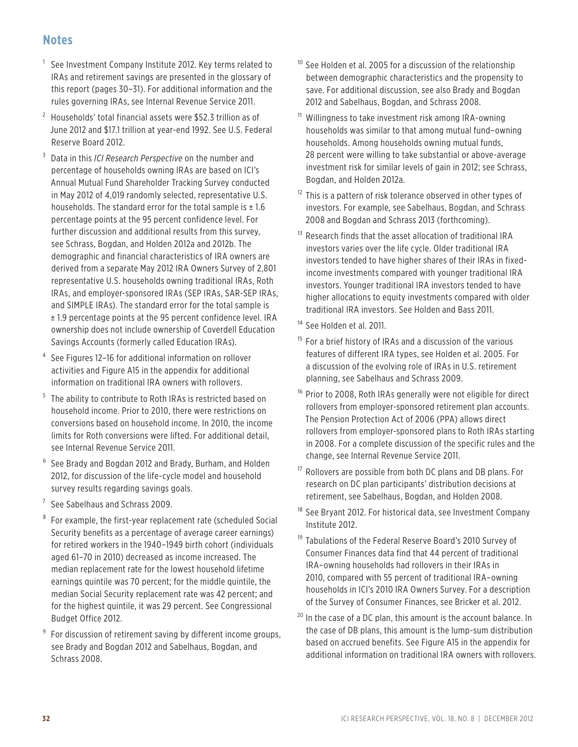## Notes

1. See Investment Company Institute 2012. Key terms related to IRAs and retirement savings are presented in the glossary of this report (pages 30–31). For additional information and the rules governing IRAs, see Internal Revenue Service 2011.

2. Households' total financial assets were $52.3 trillion as of June 2012 and $17.1 trillion at year-end 1992. See U.S. Federal Reserve Board 2012.

3. Data in this *ICI Research Perspective* on the number and percentage of households owning IRAs are based on ICI's Annual Mutual Fund Shareholder Tracking Survey conducted in May 2012 of 4,019 randomly selected, representative U.S. households. The standard error for the total sample is ± 1.6 percentage points at the 95 percent confidence level. For further discussion and additional results from this survey, see Schrass, Bogdan, and Holden 2012a and 2012b. The demographic and financial characteristics of IRA owners are derived from a separate May 2012 IRA Owners Survey of 2,801 representative U.S. households owning traditional IRAs, Roth IRAs, and employer-sponsored IRAs (SEP IRAs, SAR-SEP IRAs, and SIMPLE IRAs). The standard error for the total sample is ± 1.9 percentage points at the 95 percent confidence level. IRA ownership does not include ownership of Coverdell Education Savings Accounts (formerly called Education IRAs).

4. See Figures 12–16 for additional information on rollover activities and Figure A15 in the appendix for additional information on traditional IRA owners with rollovers.

5. The ability to contribute to Roth IRAs is restricted based on household income. Prior to 2010, there were restrictions on conversions based on household income. In 2010, the income limits for Roth conversions were lifted. For additional detail, see Internal Revenue Service 2011.

6. See Brady and Bogdan 2012 and Brady, Burham, and Holden 2012, for discussion of the life-cycle model and household survey results regarding savings goals.

7. See Sabelhaus and Schrass 2009.

8. For example, the first-year replacement rate (scheduled Social Security benefits as a percentage of average career earnings) for retired workers in the 1940–1949 birth cohort (individuals aged 61–70 in 2010) decreased as income increased. The median replacement rate for the lowest household lifetime earnings quintile was 70 percent; for the middle quintile, the median Social Security replacement rate was 42 percent; and for the highest quintile, it was 29 percent. See Congressional Budget Office 2012.

9. For discussion of retirement saving by different income groups, see Brady and Bogdan 2012 and Sabelhaus, Bogdan, and Schrass 2008.

10. See Holden et al. 2005 for a discussion of the relationship between demographic characteristics and the propensity to save. For additional discussion, see also Brady and Bogdan 2012 and Sabelhaus, Bogdan, and Schrass 2008.

11. Willingness to take investment risk among IRA-owning households was similar to that among mutual fund–owning households. Among households owning mutual funds, 28 percent were willing to take substantial or above-average investment risk for similar levels of gain in 2012; see Schrass, Bogdan, and Holden 2012a.

12. This is a pattern of risk tolerance observed in other types of investors. For example, see Sabelhaus, Bogdan, and Schrass 2008 and Bogdan and Schrass 2013 (forthcoming).

13. Research finds that the asset allocation of traditional IRA investors varies over the life cycle. Older traditional IRA investors tended to have higher shares of their IRAs in fixed-income investments compared with younger traditional IRA investors. Younger traditional IRA investors tended to have higher allocations to equity investments compared with older traditional IRA investors. See Holden and Bass 2011.

14. See Holden et al. 2011.

15. For a brief history of IRAs and a discussion of the various features of different IRA types, see Holden et al. 2005. For a discussion of the evolving role of IRAs in U.S. retirement planning, see Sabelhaus and Schrass 2009.

16. Prior to 2008, Roth IRAs generally were not eligible for direct rollovers from employer-sponsored retirement plan accounts. The Pension Protection Act of 2006 (PPA) allows direct rollovers from employer-sponsored plans to Roth IRAs starting in 2008. For a complete discussion of the specific rules and the change, see Internal Revenue Service 2011.

17. Rollovers are possible from both DC plans and DB plans. For research on DC plan participants' distribution decisions at retirement, see Sabelhaus, Bogdan, and Holden 2008.

18. See Bryant 2012. For historical data, see Investment Company Institute 2012.

19. Tabulations of the Federal Reserve Board's 2010 Survey of Consumer Finances data find that 44 percent of traditional IRA–owning households had rollovers in their IRAs in 2010, compared with 55 percent of traditional IRA–owning households in ICI's 2010 IRA Owners Survey. For a description of the Survey of Consumer Finances, see Bricker et al. 2012.

20. In the case of a DC plan, this amount is the account balance. In the case of DB plans, this amount is the lump-sum distribution based on accrued benefits. See Figure A15 in the appendix for additional information on traditional IRA owners with rollovers.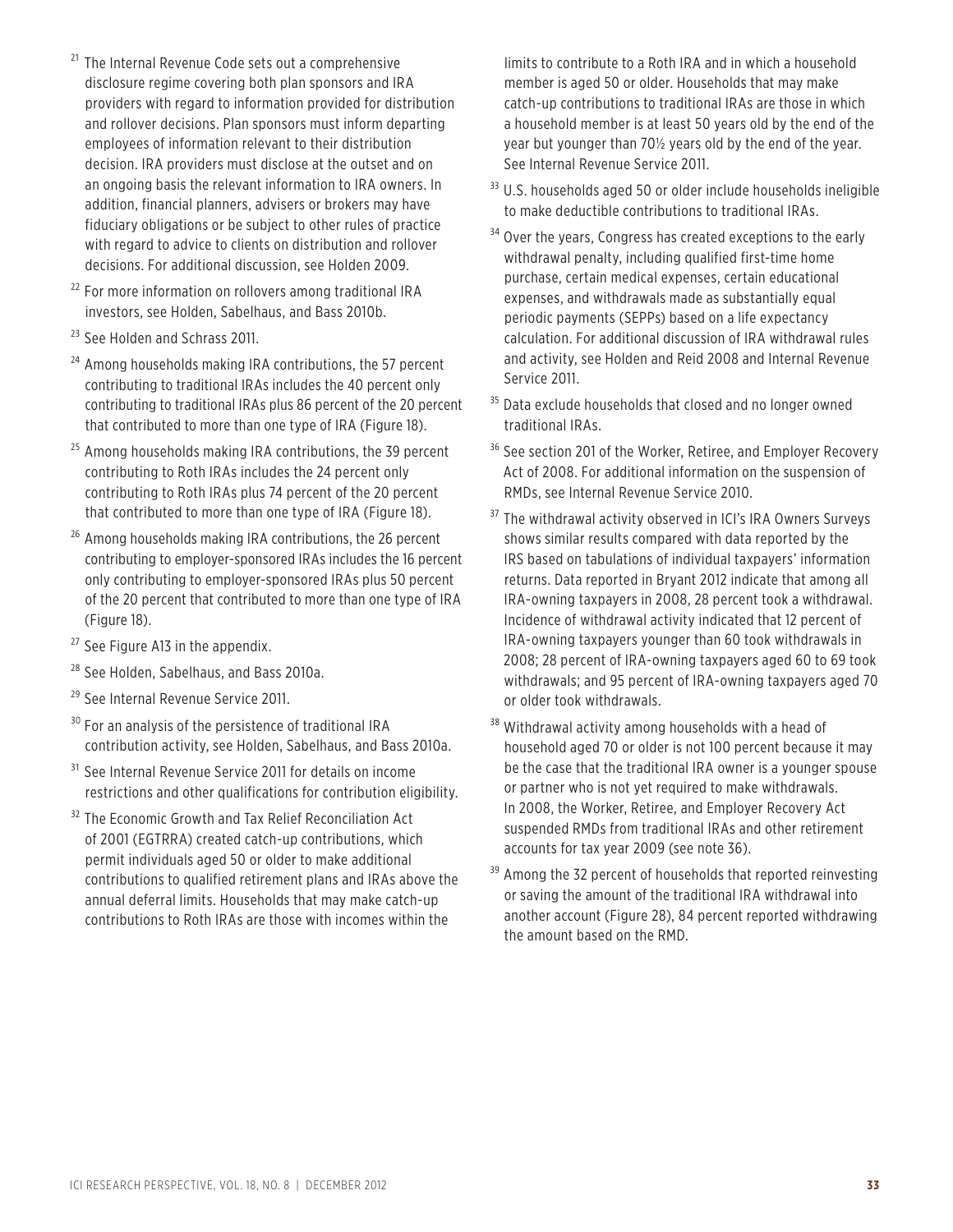[21] The Internal Revenue Code sets out a comprehensive disclosure regime covering both plan sponsors and IRA providers with regard to information provided for distribution and rollover decisions. Plan sponsors must inform departing employees of information relevant to their distribution decision. IRA providers must disclose at the outset and on an ongoing basis the relevant information to IRA owners. In addition, financial planners, advisers or brokers may have fiduciary obligations or be subject to other rules of practice with regard to advice to clients on distribution and rollover decisions. For additional discussion, see Holden 2009.

[22] For more information on rollovers among traditional IRA investors, see Holden, Sabelhaus, and Bass 2010b.

[23] See Holden and Schrass 2011.

[24] Among households making IRA contributions, the 57 percent contributing to traditional IRAs includes the 40 percent only contributing to traditional IRAs plus 86 percent of the 20 percent that contributed to more than one type of IRA (Figure 18).

[25] Among households making IRA contributions, the 39 percent contributing to Roth IRAs includes the 24 percent only contributing to Roth IRAs plus 74 percent of the 20 percent that contributed to more than one type of IRA (Figure 18).

[26] Among households making IRA contributions, the 26 percent contributing to employer-sponsored IRAs includes the 16 percent only contributing to employer-sponsored IRAs plus 50 percent of the 20 percent that contributed to more than one type of IRA (Figure 18).

[27] See Figure A13 in the appendix.

[28] See Holden, Sabelhaus, and Bass 2010a.

[29] See Internal Revenue Service 2011.

[30] For an analysis of the persistence of traditional IRA contribution activity, see Holden, Sabelhaus, and Bass 2010a.

[31] See Internal Revenue Service 2011 for details on income restrictions and other qualifications for contribution eligibility.

[32] The Economic Growth and Tax Relief Reconciliation Act of 2001 (EGTRRA) created catch-up contributions, which permit individuals aged 50 or older to make additional contributions to qualified retirement plans and IRAs above the annual deferral limits. Households that may make catch-up contributions to Roth IRAs are those with incomes within the limits to contribute to a Roth IRA and in which a household member is aged 50 or older. Households that may make catch-up contributions to traditional IRAs are those in which a household member is at least 50 years old by the end of the year but younger than 70½ years old by the end of the year. See Internal Revenue Service 2011.

[33] U.S. households aged 50 or older include households ineligible to make deductible contributions to traditional IRAs.

[34] Over the years, Congress has created exceptions to the early withdrawal penalty, including qualified first-time home purchase, certain medical expenses, certain educational expenses, and withdrawals made as substantially equal periodic payments (SEPPs) based on a life expectancy calculation. For additional discussion of IRA withdrawal rules and activity, see Holden and Reid 2008 and Internal Revenue Service 2011.

[35] Data exclude households that closed and no longer owned traditional IRAs.

[36] See section 201 of the Worker, Retiree, and Employer Recovery Act of 2008. For additional information on the suspension of RMDs, see Internal Revenue Service 2010.

[37] The withdrawal activity observed in ICI's IRA Owners Surveys shows similar results compared with data reported by the IRS based on tabulations of individual taxpayers' information returns. Data reported in Bryant 2012 indicate that among all IRA-owning taxpayers in 2008, 28 percent took a withdrawal. Incidence of withdrawal activity indicated that 12 percent of IRA-owning taxpayers younger than 60 took withdrawals in 2008; 28 percent of IRA-owning taxpayers aged 60 to 69 took withdrawals; and 95 percent of IRA-owning taxpayers aged 70 or older took withdrawals.

[38] Withdrawal activity among households with a head of household aged 70 or older is not 100 percent because it may be the case that the traditional IRA owner is a younger spouse or partner who is not yet required to make withdrawals. In 2008, the Worker, Retiree, and Employer Recovery Act suspended RMDs from traditional IRAs and other retirement accounts for tax year 2009 (see note 36).

[39] Among the 32 percent of households that reported reinvesting or saving the amount of the traditional IRA withdrawal into another account (Figure 28), 84 percent reported withdrawing the amount based on the RMD.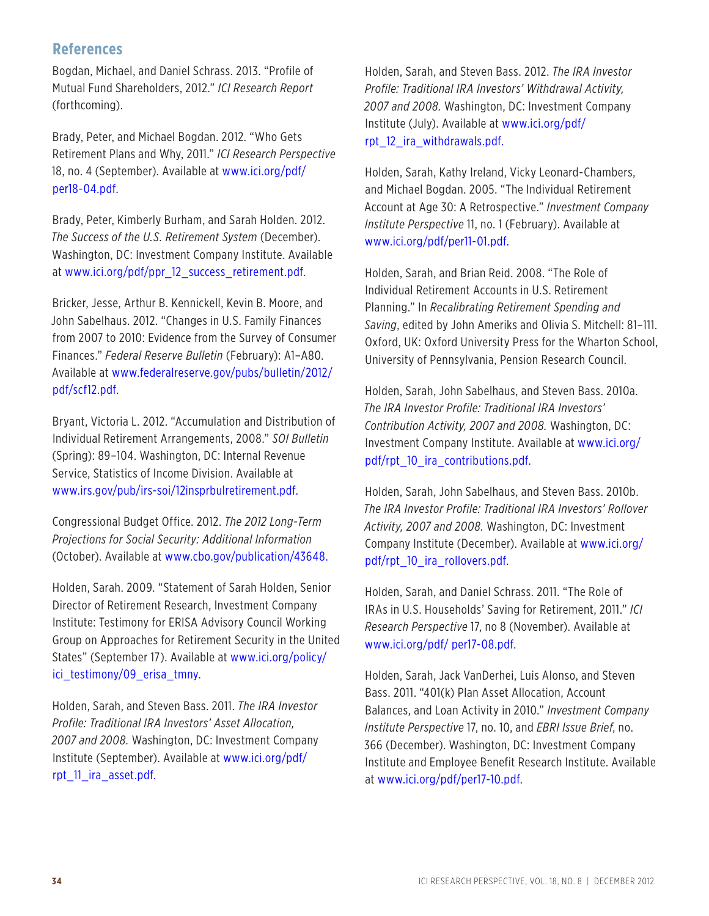## References

Bogdan, Michael, and Daniel Schrass. 2013. "Profile of Mutual Fund Shareholders, 2012." *ICI Research Report* (forthcoming).

Brady, Peter, and Michael Bogdan. 2012. "Who Gets Retirement Plans and Why, 2011." *ICI Research Perspective* 18, no. 4 (September). Available at www.ici.org/pdf/per18-04.pdf.

Brady, Peter, Kimberly Burham, and Sarah Holden. 2012. *The Success of the U.S. Retirement System* (December). Washington, DC: Investment Company Institute. Available at www.ici.org/pdf/ppr_12_success_retirement.pdf.

Bricker, Jesse, Arthur B. Kennickell, Kevin B. Moore, and John Sabelhaus. 2012. "Changes in U.S. Family Finances from 2007 to 2010: Evidence from the Survey of Consumer Finances." *Federal Reserve Bulletin* (February): A1–A80. Available at www.federalreserve.gov/pubs/bulletin/2012/pdf/scf12.pdf.

Bryant, Victoria L. 2012. "Accumulation and Distribution of Individual Retirement Arrangements, 2008." *SOI Bulletin* (Spring): 89–104. Washington, DC: Internal Revenue Service, Statistics of Income Division. Available at www.irs.gov/pub/irs-soi/12insprbulretirement.pdf.

Congressional Budget Office. 2012. *The 2012 Long-Term Projections for Social Security: Additional Information* (October). Available at www.cbo.gov/publication/43648.

Holden, Sarah. 2009. "Statement of Sarah Holden, Senior Director of Retirement Research, Investment Company Institute: Testimony for ERISA Advisory Council Working Group on Approaches for Retirement Security in the United States" (September 17). Available at www.ici.org/policy/ici_testimony/09_erisa_tmny.

Holden, Sarah, and Steven Bass. 2011. *The IRA Investor Profile: Traditional IRA Investors' Asset Allocation, 2007 and 2008.* Washington, DC: Investment Company Institute (September). Available at www.ici.org/pdf/rpt_11_ira_asset.pdf.

Holden, Sarah, and Steven Bass. 2012. *The IRA Investor Profile: Traditional IRA Investors' Withdrawal Activity, 2007 and 2008.* Washington, DC: Investment Company Institute (July). Available at www.ici.org/pdf/rpt_12_ira_withdrawals.pdf.

Holden, Sarah, Kathy Ireland, Vicky Leonard-Chambers, and Michael Bogdan. 2005. "The Individual Retirement Account at Age 30: A Retrospective." *Investment Company Institute Perspective* 11, no. 1 (February). Available at www.ici.org/pdf/per11-01.pdf.

Holden, Sarah, and Brian Reid. 2008. "The Role of Individual Retirement Accounts in U.S. Retirement Planning." In *Recalibrating Retirement Spending and Saving*, edited by John Ameriks and Olivia S. Mitchell: 81–111. Oxford, UK: Oxford University Press for the Wharton School, University of Pennsylvania, Pension Research Council.

Holden, Sarah, John Sabelhaus, and Steven Bass. 2010a. *The IRA Investor Profile: Traditional IRA Investors' Contribution Activity, 2007 and 2008.* Washington, DC: Investment Company Institute. Available at www.ici.org/pdf/rpt_10_ira_contributions.pdf.

Holden, Sarah, John Sabelhaus, and Steven Bass. 2010b. *The IRA Investor Profile: Traditional IRA Investors' Rollover Activity, 2007 and 2008.* Washington, DC: Investment Company Institute (December). Available at www.ici.org/pdf/rpt_10_ira_rollovers.pdf.

Holden, Sarah, and Daniel Schrass. 2011. "The Role of IRAs in U.S. Households' Saving for Retirement, 2011." *ICI Research Perspective* 17, no 8 (November). Available at www.ici.org/pdf/ per17-08.pdf.

Holden, Sarah, Jack VanDerhei, Luis Alonso, and Steven Bass. 2011. "401(k) Plan Asset Allocation, Account Balances, and Loan Activity in 2010." *Investment Company Institute Perspective* 17, no. 10, and *EBRI Issue Brief*, no. 366 (December). Washington, DC: Investment Company Institute and Employee Benefit Research Institute. Available at www.ici.org/pdf/per17-10.pdf.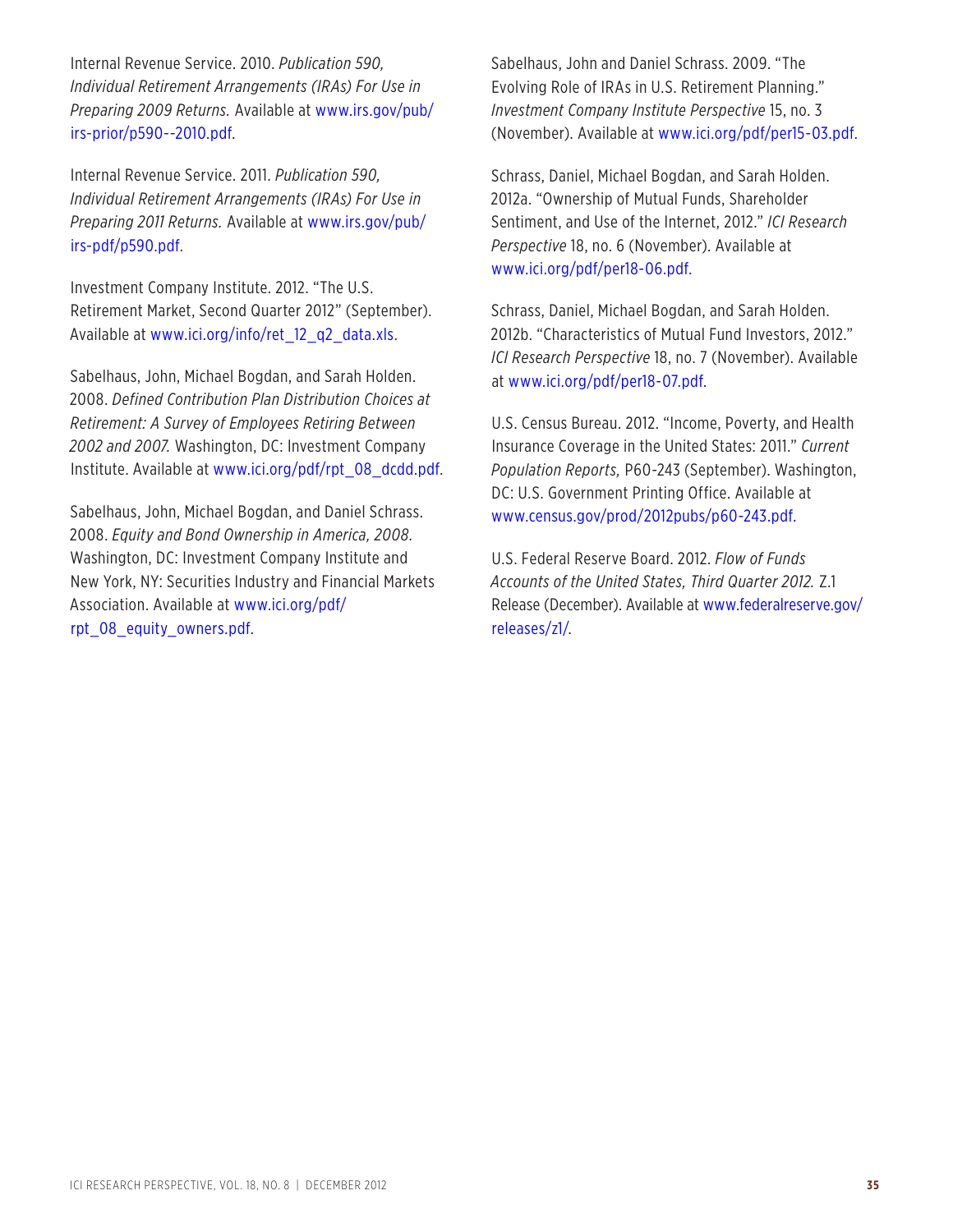Internal Revenue Service. 2010. *Publication 590, Individual Retirement Arrangements (IRAs) For Use in Preparing 2009 Returns.* Available at www.irs.gov/pub/irs-prior/p590--2010.pdf.

Internal Revenue Service. 2011. *Publication 590, Individual Retirement Arrangements (IRAs) For Use in Preparing 2011 Returns.* Available at www.irs.gov/pub/irs-pdf/p590.pdf.

Investment Company Institute. 2012. "The U.S. Retirement Market, Second Quarter 2012" (September). Available at www.ici.org/info/ret_12_q2_data.xls.

Sabelhaus, John, Michael Bogdan, and Sarah Holden. 2008. *Defined Contribution Plan Distribution Choices at Retirement: A Survey of Employees Retiring Between 2002 and 2007.* Washington, DC: Investment Company Institute. Available at www.ici.org/pdf/rpt_08_dcdd.pdf.

Sabelhaus, John, Michael Bogdan, and Daniel Schrass. 2008. *Equity and Bond Ownership in America, 2008.* Washington, DC: Investment Company Institute and New York, NY: Securities Industry and Financial Markets Association. Available at www.ici.org/pdf/rpt_08_equity_owners.pdf.

Sabelhaus, John and Daniel Schrass. 2009. "The Evolving Role of IRAs in U.S. Retirement Planning." *Investment Company Institute Perspective* 15, no. 3 (November). Available at www.ici.org/pdf/per15-03.pdf.

Schrass, Daniel, Michael Bogdan, and Sarah Holden. 2012a. "Ownership of Mutual Funds, Shareholder Sentiment, and Use of the Internet, 2012." *ICI Research Perspective* 18, no. 6 (November). Available at www.ici.org/pdf/per18-06.pdf.

Schrass, Daniel, Michael Bogdan, and Sarah Holden. 2012b. "Characteristics of Mutual Fund Investors, 2012." *ICI Research Perspective* 18, no. 7 (November). Available at www.ici.org/pdf/per18-07.pdf.

U.S. Census Bureau. 2012. "Income, Poverty, and Health Insurance Coverage in the United States: 2011." *Current Population Reports,* P60-243 (September). Washington, DC: U.S. Government Printing Office. Available at www.census.gov/prod/2012pubs/p60-243.pdf.

U.S. Federal Reserve Board. 2012. *Flow of Funds Accounts of the United States, Third Quarter 2012.* Z.1 Release (December). Available at www.federalreserve.gov/releases/z1/.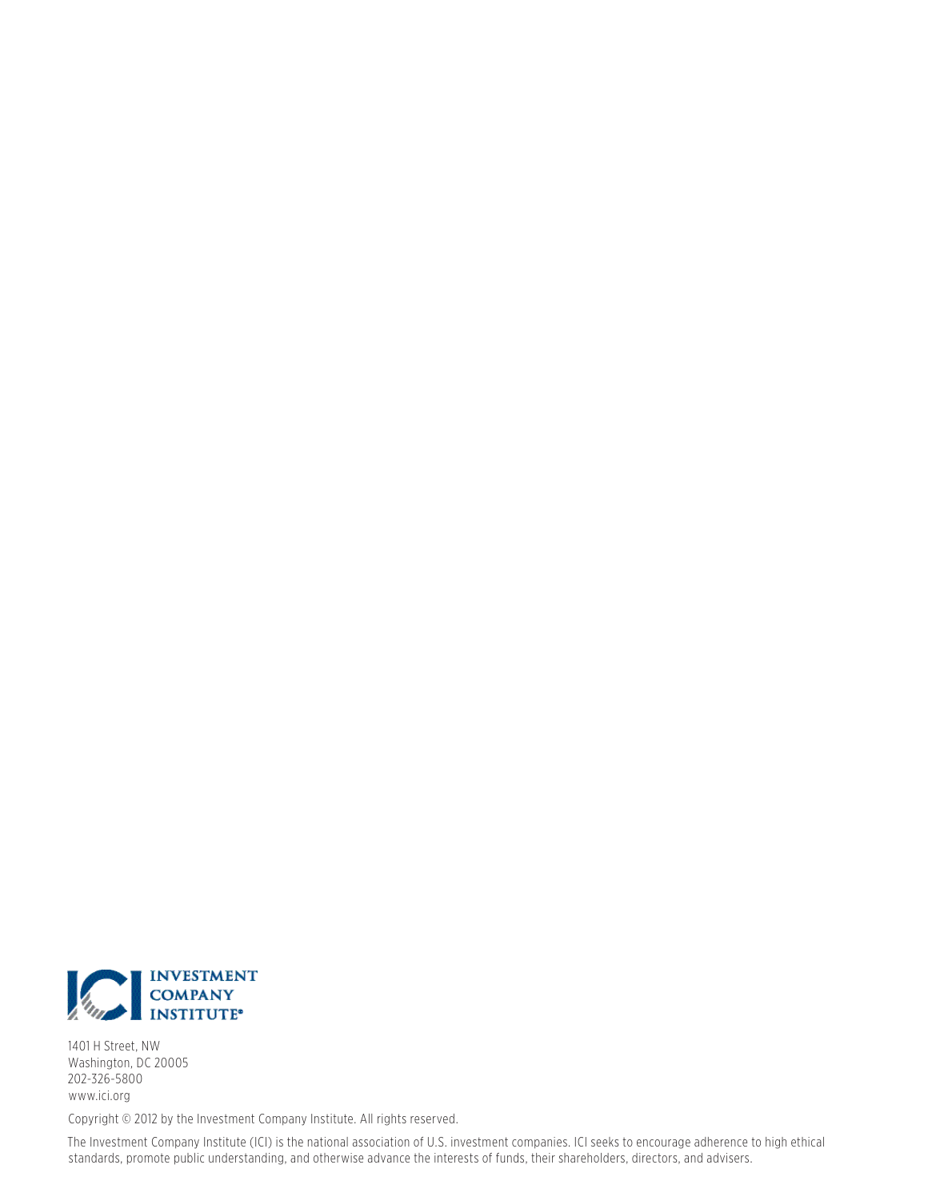INVESTMENT COMPANY INSTITUTE®

1401 H Street, NW
Washington, DC 20005
202-326-5800
www.ici.org

Copyright © 2012 by the Investment Company Institute. All rights reserved.

The Investment Company Institute (ICI) is the national association of U.S. investment companies. ICI seeks to encourage adherence to high ethical standards, promote public understanding, and otherwise advance the interests of funds, their shareholders, directors, and advisers.